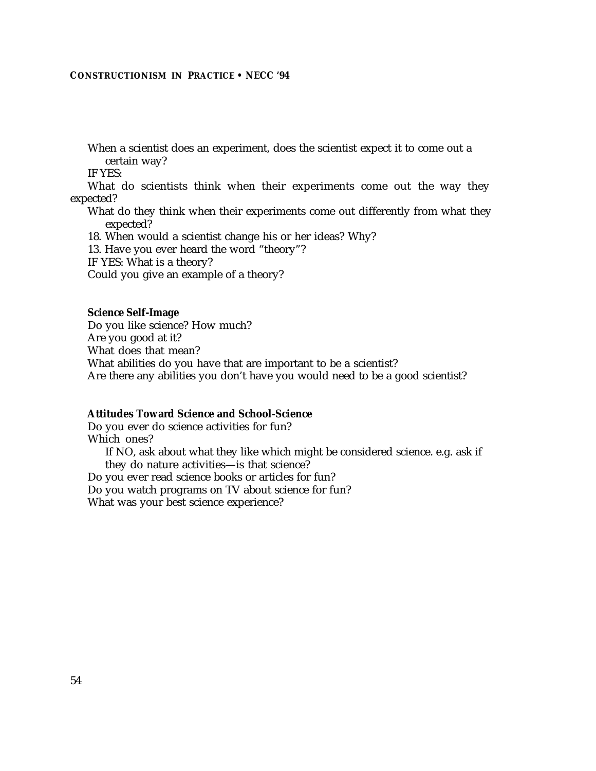When a scientist does an experiment, does the scientist expect it to come out a certain way?

IF YES:

What do scientists think when their experiments come out the way they expected?

What do they think when their experiments come out differently from what they expected?

18. When would a scientist change his or her ideas? Why?

13. Have you ever heard the word "theory"?

IF YES: What is a theory?

Could you give an example of a theory?

**Science Self-Image**

Do you like science? How much?

Are you good at it?

What does that mean?

What abilities do you have that are important to be a scientist?

Are there any abilities you don't have you would need to be a good scientist?

**Attitudes Toward Science and School-Science**

Do you ever do science activities for fun?

Which ones?

If NO, ask about what they like which might be considered science. e.g. ask if they do nature activities—is that science?

Do you ever read science books or articles for fun?

Do you watch programs on TV about science for fun?

What was your best science experience?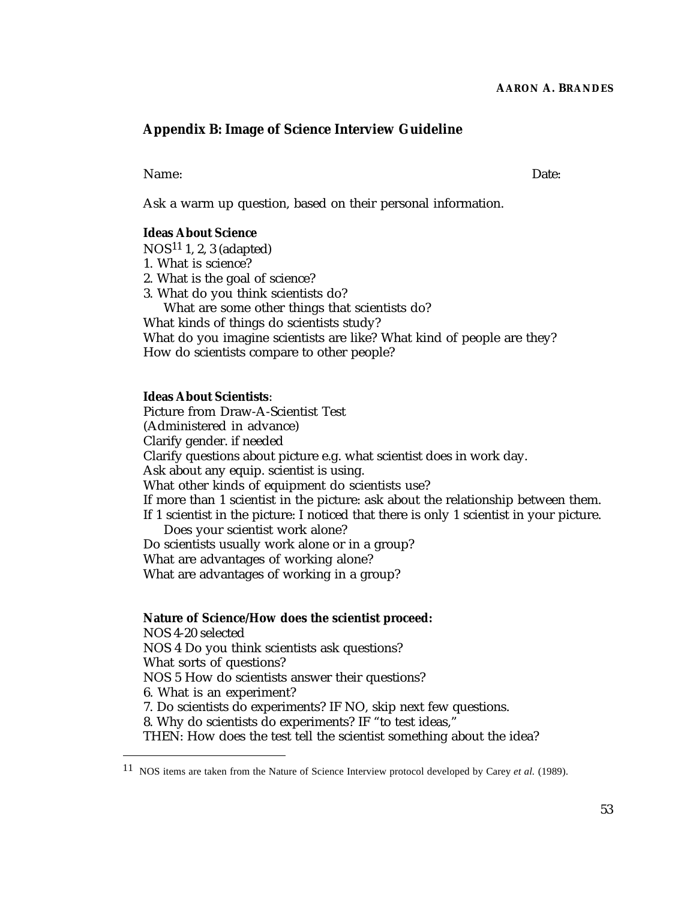## Appendix B: Image of Science Interview Guideline

Name: Date:

Ask a warm up question, based on their personal information.

**Ideas About Science**

NOS[11] 1, 2, 3 (adapted)

1. What is science?
2. What is the goal of science?
3. What do you think scientists do?
   What are some other things that scientists do?

What kinds of things do scientists study?
What do you imagine scientists are like? What kind of people are they?
How do scientists compare to other people?

**Ideas About Scientists**:

Picture from Draw-A-Scientist Test
(Administered in advance)
Clarify gender. if needed
Clarify questions about picture e.g. what scientist does in work day.
Ask about any equip. scientist is using.
What other kinds of equipment do scientists use?
If more than 1 scientist in the picture: ask about the relationship between them.
If 1 scientist in the picture: I noticed that there is only 1 scientist in your picture.
   Does your scientist work alone?
Do scientists usually work alone or in a group?
What are advantages of working alone?
What are advantages of working in a group?

**Nature of Science/How does the scientist proceed:**

NOS 4-20 selected
NOS 4 Do you think scientists ask questions?
What sorts of questions?
NOS 5 How do scientists answer their questions?
6. What is an experiment?
7. Do scientists do experiments? IF NO, skip next few questions.
8. Why do scientists do experiments? IF "to test ideas,"
THEN: How does the test tell the scientist something about the idea?

[11] NOS items are taken from the Nature of Science Interview protocol developed by Carey *et al.* (1989).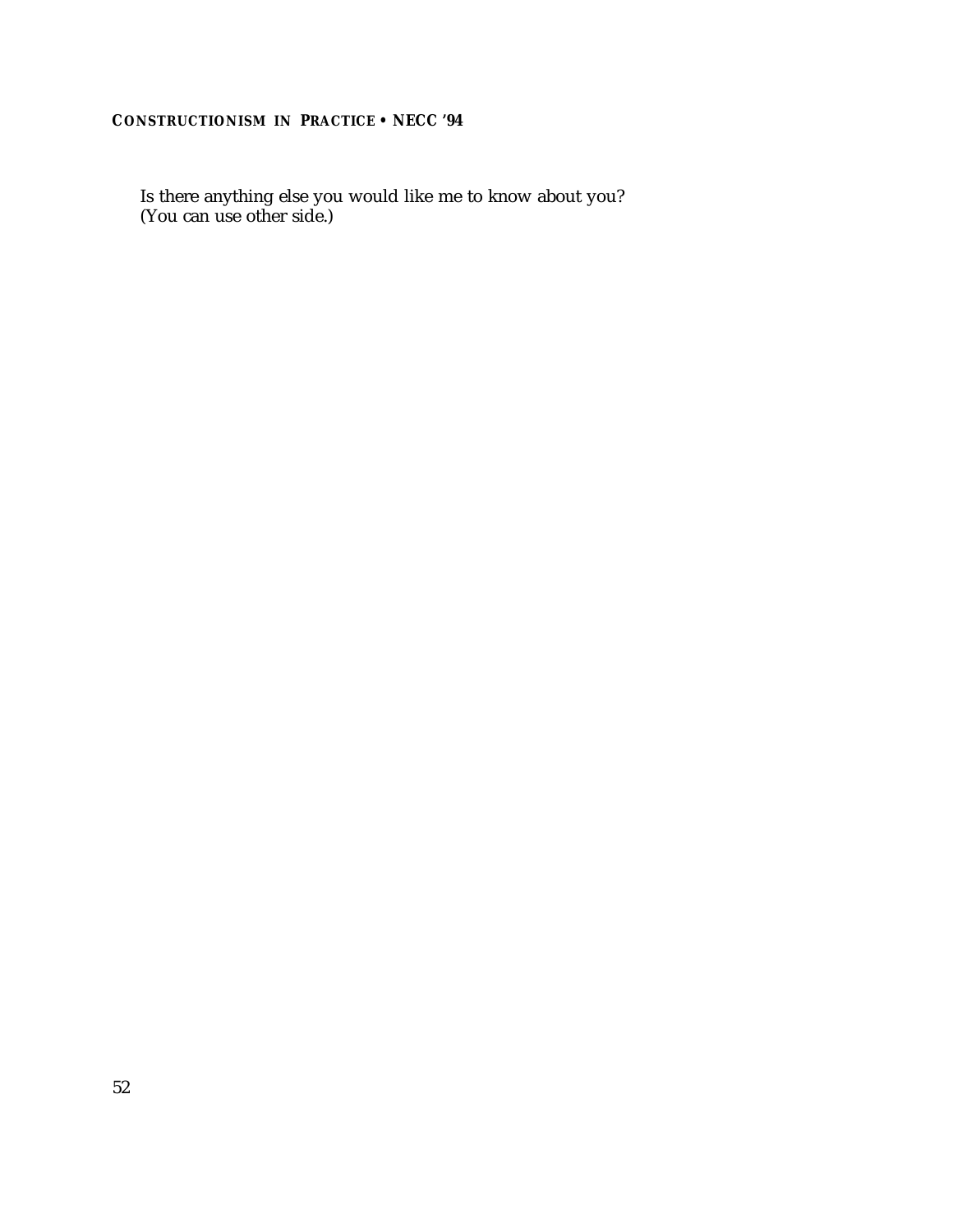Is there anything else you would like me to know about you?
(You can use other side.)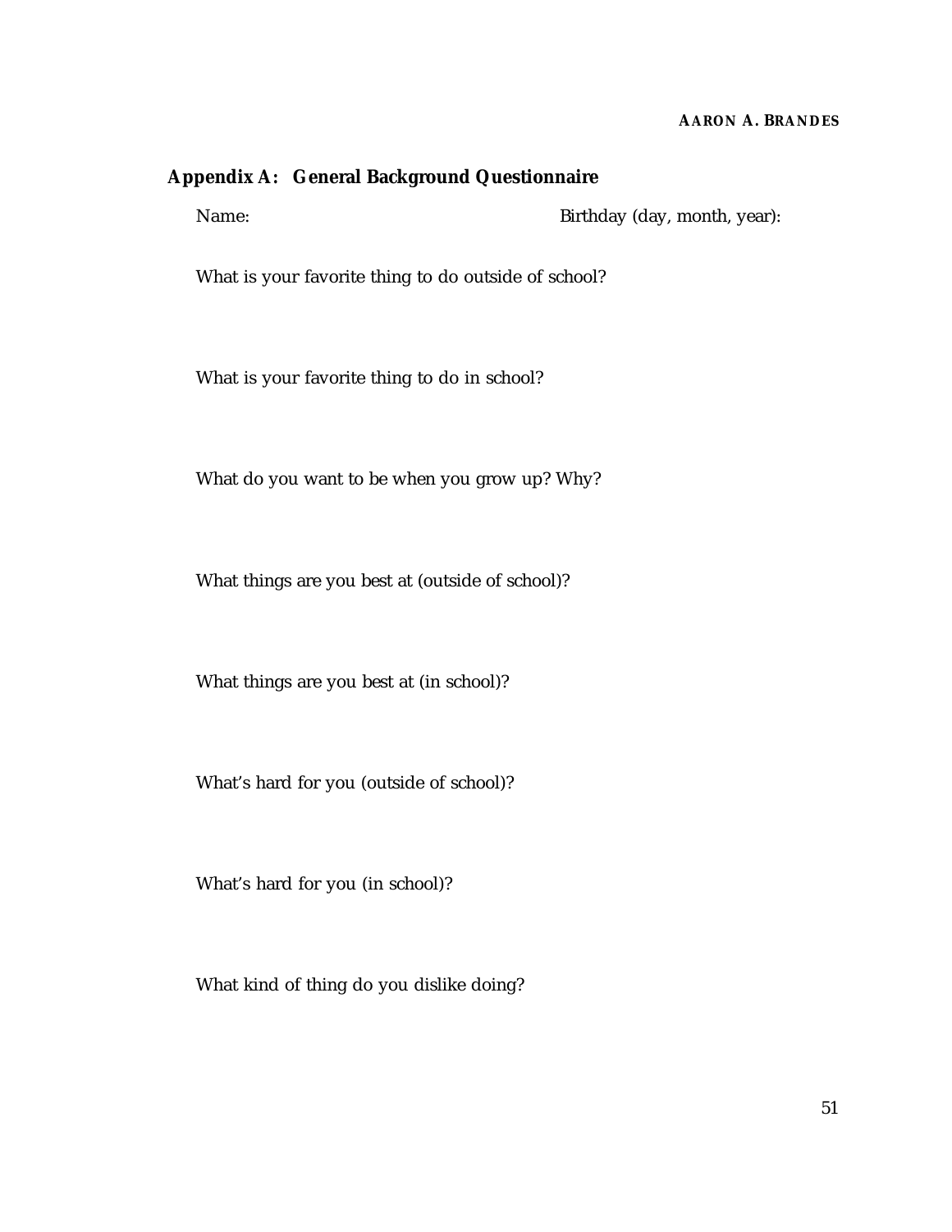## Appendix A: General Background Questionnaire

Name: Birthday (day, month, year):

What is your favorite thing to do outside of school?

What is your favorite thing to do in school?

What do you want to be when you grow up? Why?

What things are you best at (outside of school)?

What things are you best at (in school)?

What's hard for you (outside of school)?

What's hard for you (in school)?

What kind of thing do you dislike doing?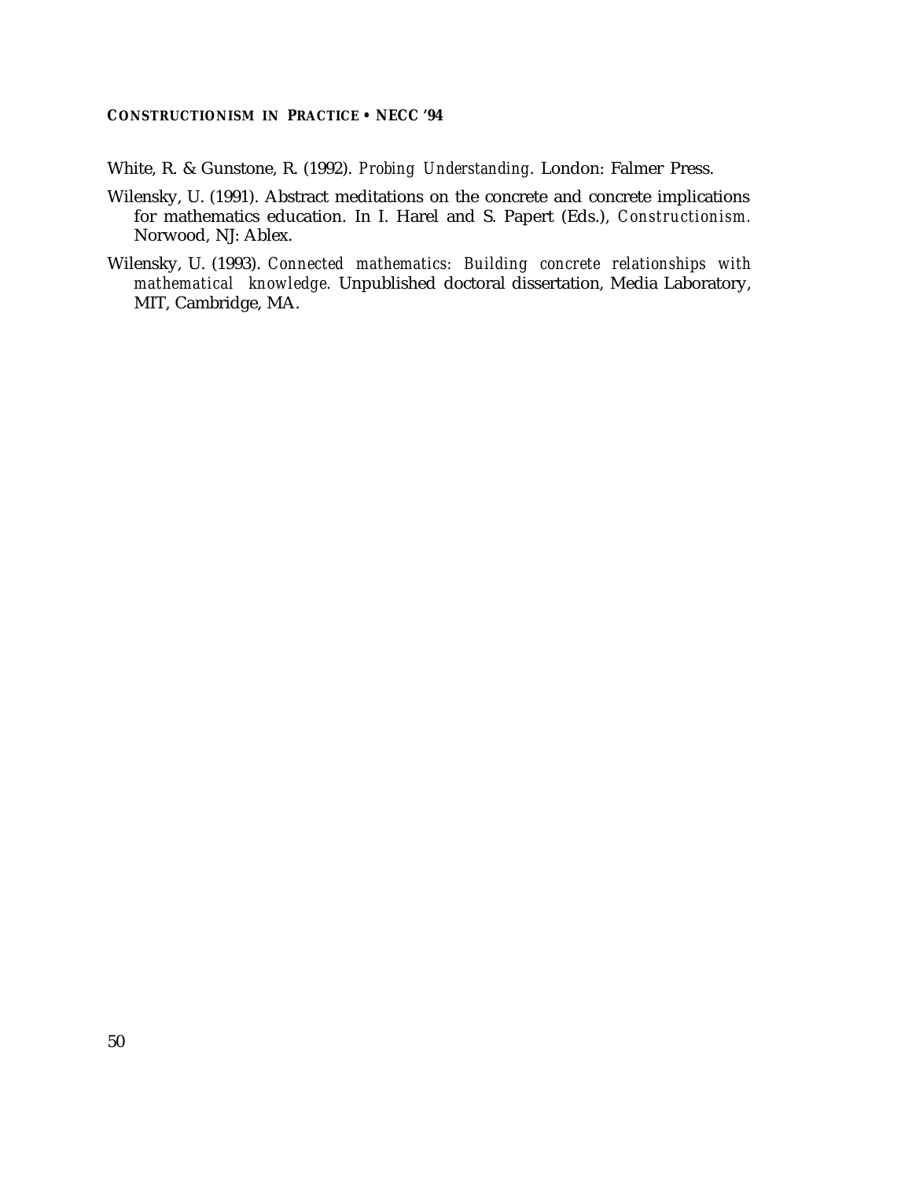White, R. & Gunstone, R. (1992). *Probing Understanding*. London: Falmer Press.

Wilensky, U. (1991). Abstract meditations on the concrete and concrete implications for mathematics education. In I. Harel and S. Papert (Eds.), *Constructionism.* Norwood, NJ: Ablex.

Wilensky, U. (1993). *Connected mathematics: Building concrete relationships with mathematical knowledge.* Unpublished doctoral dissertation, Media Laboratory, MIT, Cambridge, MA.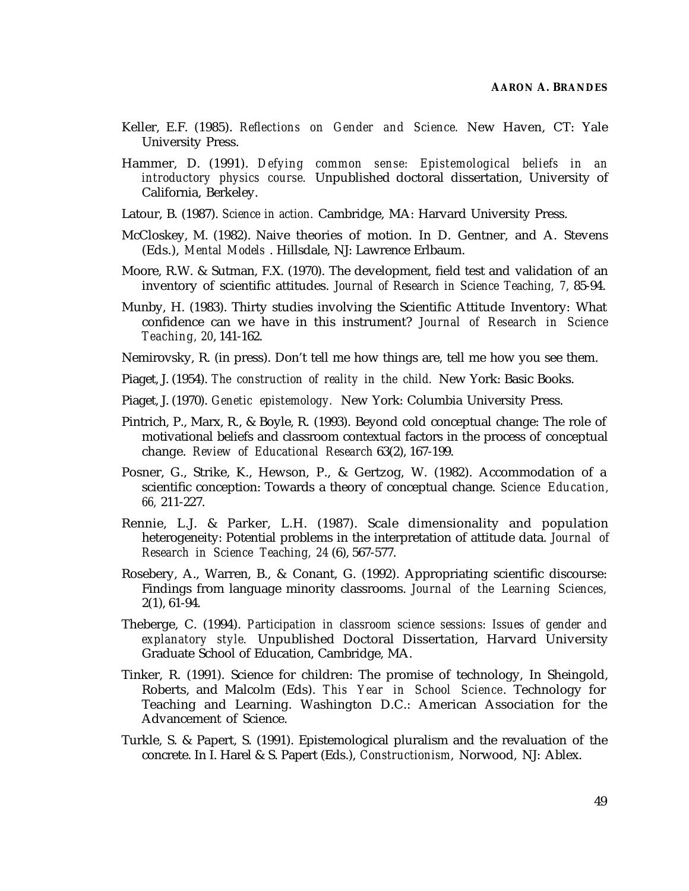Keller, E.F. (1985). *Reflections on Gender and Science.* New Haven, CT: Yale University Press.

Hammer, D. (1991). *Defying common sense: Epistemological beliefs in an introductory physics course.* Unpublished doctoral dissertation, University of California, Berkeley.

Latour, B. (1987). *Science in action.* Cambridge, MA: Harvard University Press.

McCloskey, M. (1982). Naive theories of motion. In D. Gentner, and A. Stevens (Eds.), *Mental Models* . Hillsdale, NJ: Lawrence Erlbaum.

Moore, R.W. & Sutman, F.X. (1970). The development, field test and validation of an inventory of scientific attitudes. *Journal of Research in Science Teaching, 7,* 85-94.

Munby, H. (1983). Thirty studies involving the Scientific Attitude Inventory: What confidence can we have in this instrument? *Journal of Research in Science Teaching, 20,* 141-162.

Nemirovsky, R. (in press). Don't tell me how things are, tell me how you see them.

Piaget, J. (1954). *The construction of reality in the child.* New York: Basic Books.

Piaget, J. (1970). *Genetic epistemology.* New York: Columbia University Press.

Pintrich, P., Marx, R., & Boyle, R. (1993). Beyond cold conceptual change: The role of motivational beliefs and classroom contextual factors in the process of conceptual change. *Review of Educational Research* 63(2), 167-199.

Posner, G., Strike, K., Hewson, P., & Gertzog, W. (1982). Accommodation of a scientific conception: Towards a theory of conceptual change. *Science Education, 66,* 211-227.

Rennie, L.J. & Parker, L.H. (1987). Scale dimensionality and population heterogeneity: Potential problems in the interpretation of attitude data. *Journal of Research in Science Teaching, 24* (6), 567-577.

Rosebery, A., Warren, B., & Conant, G. (1992). Appropriating scientific discourse: Findings from language minority classrooms. *Journal of the Learning Sciences,* 2(1), 61-94.

Theberge, C. (1994). *Participation in classroom science sessions: Issues of gender and explanatory style.* Unpublished Doctoral Dissertation, Harvard University Graduate School of Education, Cambridge, MA.

Tinker, R. (1991). Science for children: The promise of technology, In Sheingold, Roberts, and Malcolm (Eds). *This Year in School Science*. Technology for Teaching and Learning. Washington D.C.: American Association for the Advancement of Science.

Turkle, S. & Papert, S. (1991). Epistemological pluralism and the revaluation of the concrete. In I. Harel & S. Papert (Eds.), *Constructionism*, Norwood, NJ: Ablex.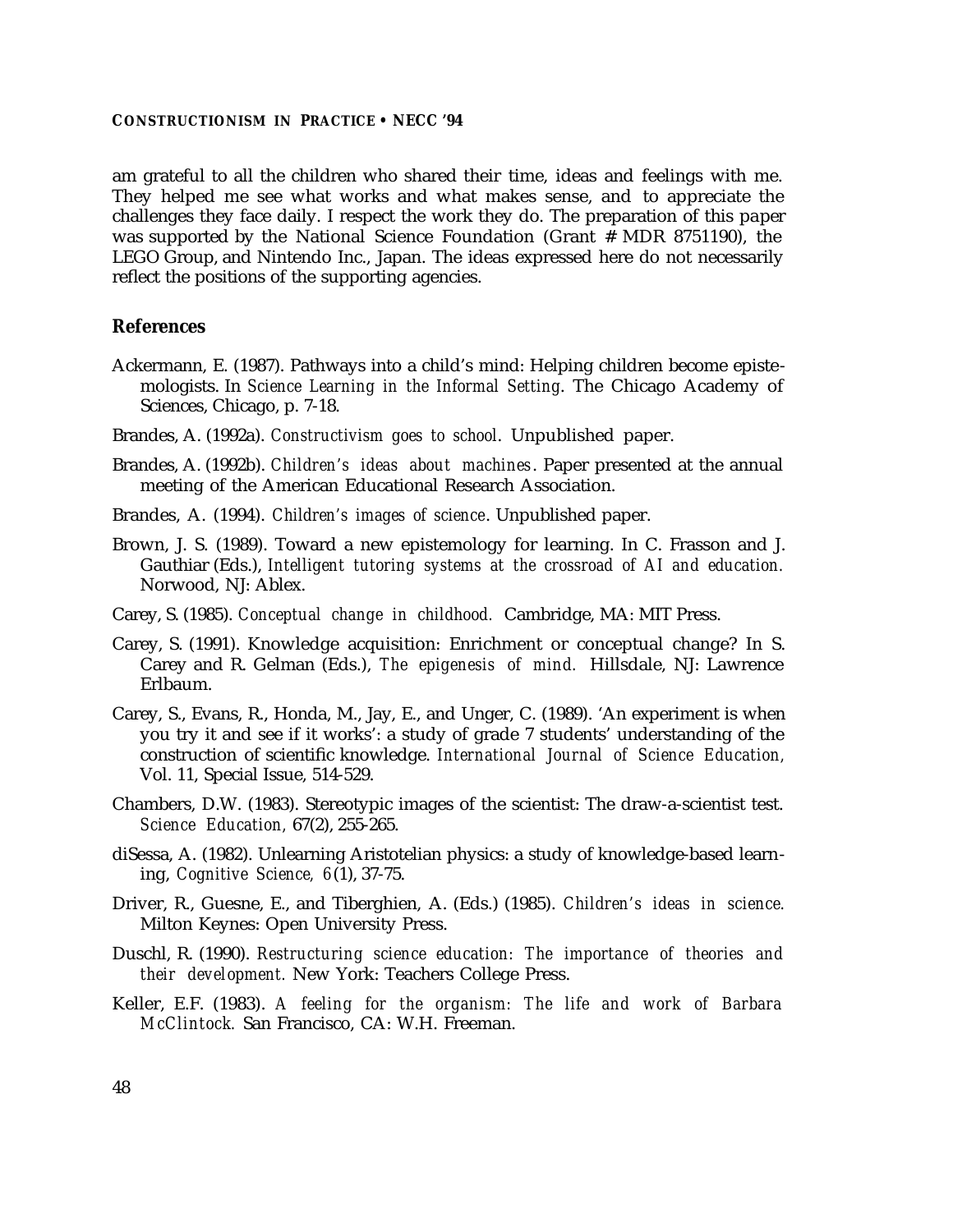am grateful to all the children who shared their time, ideas and feelings with me. They helped me see what works and what makes sense, and to appreciate the challenges they face daily. I respect the work they do. The preparation of this paper was supported by the National Science Foundation (Grant # MDR 8751190), the LEGO Group, and Nintendo Inc., Japan. The ideas expressed here do not necessarily reflect the positions of the supporting agencies.

## References

Ackermann, E. (1987). Pathways into a child's mind: Helping children become epistemologists. In *Science Learning in the Informal Setting*. The Chicago Academy of Sciences, Chicago, p. 7-18.

Brandes, A. (1992a). *Constructivism goes to school*. Unpublished paper.

Brandes, A. (1992b). *Children's ideas about machines*. Paper presented at the annual meeting of the American Educational Research Association.

Brandes, A. (1994). *Children's images of science*. Unpublished paper.

Brown, J. S. (1989). Toward a new epistemology for learning. In C. Frasson and J. Gauthiar (Eds.), *Intelligent tutoring systems at the crossroad of AI and education.* Norwood, NJ: Ablex.

Carey, S. (1985). *Conceptual change in childhood.* Cambridge, MA: MIT Press.

Carey, S. (1991). Knowledge acquisition: Enrichment or conceptual change? In S. Carey and R. Gelman (Eds.), *The epigenesis of mind.* Hillsdale, NJ: Lawrence Erlbaum.

Carey, S., Evans, R., Honda, M., Jay, E., and Unger, C. (1989). 'An experiment is when you try it and see if it works': a study of grade 7 students' understanding of the construction of scientific knowledge. *International Journal of Science Education,* Vol. 11, Special Issue, 514-529.

Chambers, D.W. (1983). Stereotypic images of the scientist: The draw-a-scientist test. *Science Education,* 67(2), 255-265.

diSessa, A. (1982). Unlearning Aristotelian physics: a study of knowledge-based learning, *Cognitive Science, 6*(1), 37-75.

Driver, R., Guesne, E., and Tiberghien, A. (Eds.) (1985). *Children's ideas in science.* Milton Keynes: Open University Press.

Duschl, R. (1990). *Restructuring science education: The importance of theories and their development.* New York: Teachers College Press.

Keller, E.F. (1983). *A feeling for the organism: The life and work of Barbara McClintock.* San Francisco, CA: W.H. Freeman.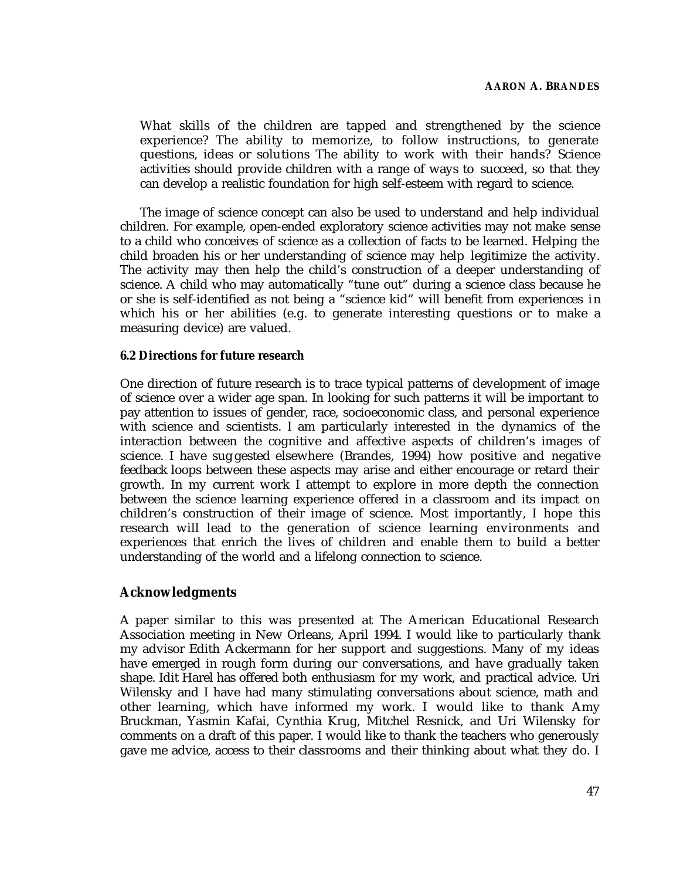> What skills of the children are tapped and strengthened by the science experience? The ability to memorize, to follow instructions, to generate questions, ideas or solutions The ability to work with their hands? Science activities should provide children with a range of ways to succeed, so that they can develop a realistic foundation for high self-esteem with regard to science.

The image of science concept can also be used to understand and help individual children. For example, open-ended exploratory science activities may not make sense to a child who conceives of science as a collection of facts to be learned. Helping the child broaden his or her understanding of science may help legitimize the activity. The activity may then help the child's construction of a deeper understanding of science. A child who may automatically "tune out" during a science class because he or she is self-identified as not being a "science kid" will benefit from experiences in which his or her abilities (e.g. to generate interesting questions or to make a measuring device) are valued.

### 6.2 Directions for future research

One direction of future research is to trace typical patterns of development of image of science over a wider age span. In looking for such patterns it will be important to pay attention to issues of gender, race, socioeconomic class, and personal experience with science and scientists. I am particularly interested in the dynamics of the interaction between the cognitive and affective aspects of children's images of science. I have suggested elsewhere (Brandes, 1994) how positive and negative feedback loops between these aspects may arise and either encourage or retard their growth. In my current work I attempt to explore in more depth the connection between the science learning experience offered in a classroom and its impact on children's construction of their image of science. Most importantly, I hope this research will lead to the generation of science learning environments and experiences that enrich the lives of children and enable them to build a better understanding of the world and a lifelong connection to science.

## Acknowledgments

A paper similar to this was presented at The American Educational Research Association meeting in New Orleans, April 1994. I would like to particularly thank my advisor Edith Ackermann for her support and suggestions. Many of my ideas have emerged in rough form during our conversations, and have gradually taken shape. Idit Harel has offered both enthusiasm for my work, and practical advice. Uri Wilensky and I have had many stimulating conversations about science, math and other learning, which have informed my work. I would like to thank Amy Bruckman, Yasmin Kafai, Cynthia Krug, Mitchel Resnick, and Uri Wilensky for comments on a draft of this paper. I would like to thank the teachers who generously gave me advice, access to their classrooms and their thinking about what they do. I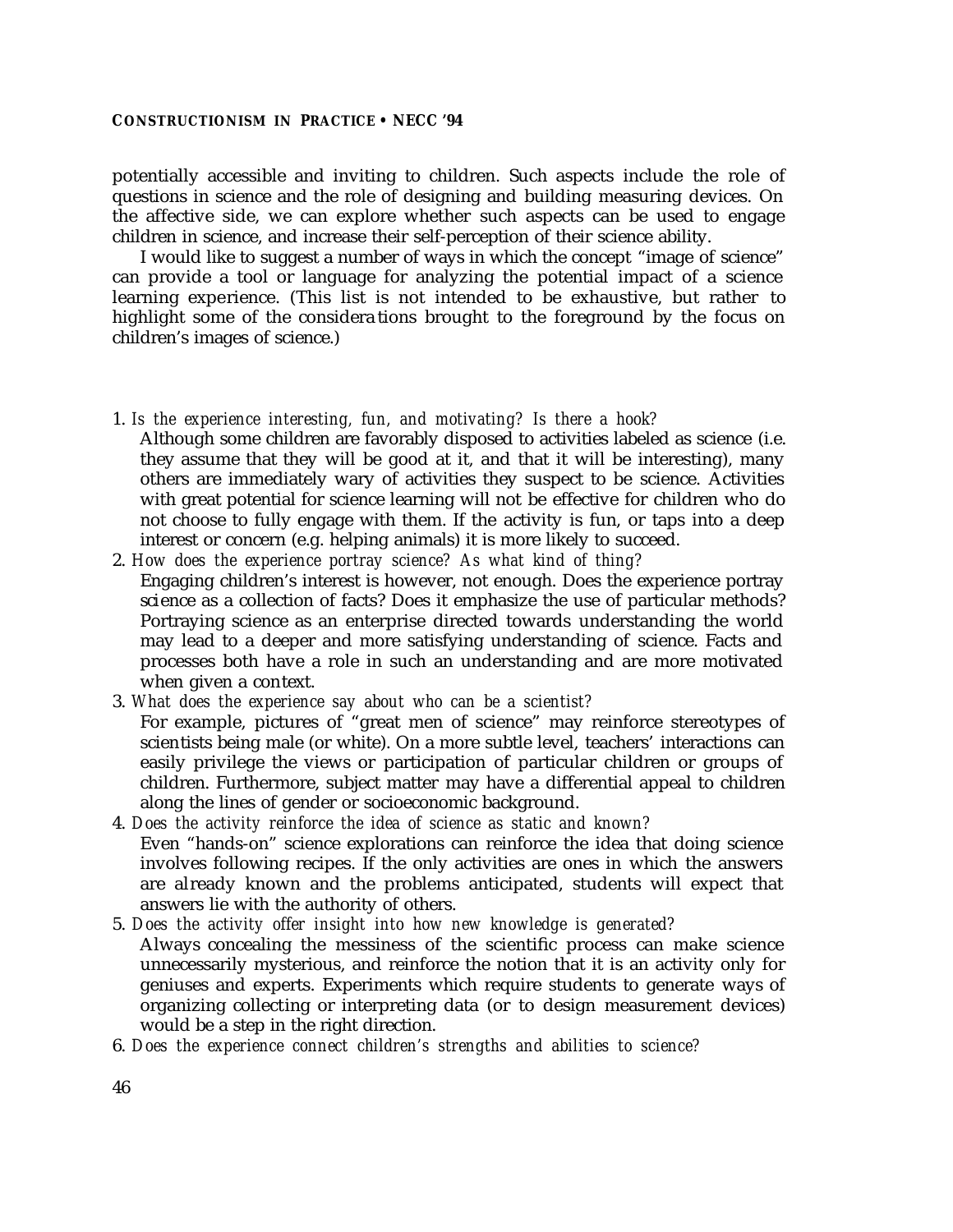potentially accessible and inviting to children. Such aspects include the role of questions in science and the role of designing and building measuring devices. On the affective side, we can explore whether such aspects can be used to engage children in science, and increase their self-perception of their science ability.

I would like to suggest a number of ways in which the concept "image of science" can provide a tool or language for analyzing the potential impact of a science learning experience. (This list is not intended to be exhaustive, but rather to highlight some of the considerations brought to the foreground by the focus on children's images of science.)

1. *Is the experience interesting, fun, and motivating? Is there a hook?*
   Although some children are favorably disposed to activities labeled as science (i.e. they assume that they will be good at it, and that it will be interesting), many others are immediately wary of activities they suspect to be science. Activities with great potential for science learning will not be effective for children who do not choose to fully engage with them. If the activity is fun, or taps into a deep interest or concern (e.g. helping animals) it is more likely to succeed.
2. *How does the experience portray science? As what kind of thing?*
   Engaging children's interest is however, not enough. Does the experience portray science as a collection of facts? Does it emphasize the use of particular methods? Portraying science as an enterprise directed towards understanding the world may lead to a deeper and more satisfying understanding of science. Facts and processes both have a role in such an understanding and are more motivated when given a context.
3. *What does the experience say about who can be a scientist?*
   For example, pictures of "great men of science" may reinforce stereotypes of scientists being male (or white). On a more subtle level, teachers' interactions can easily privilege the views or participation of particular children or groups of children. Furthermore, subject matter may have a differential appeal to children along the lines of gender or socioeconomic background.
4. *Does the activity reinforce the idea of science as static and known?*
   Even "hands-on" science explorations can reinforce the idea that doing science involves following recipes. If the only activities are ones in which the answers are already known and the problems anticipated, students will expect that answers lie with the authority of others.
5. *Does the activity offer insight into how new knowledge is generated?*
   Always concealing the messiness of the scientific process can make science unnecessarily mysterious, and reinforce the notion that it is an activity only for geniuses and experts. Experiments which require students to generate ways of organizing collecting or interpreting data (or to design measurement devices) would be a step in the right direction.
6. *Does the experience connect children's strengths and abilities to science?*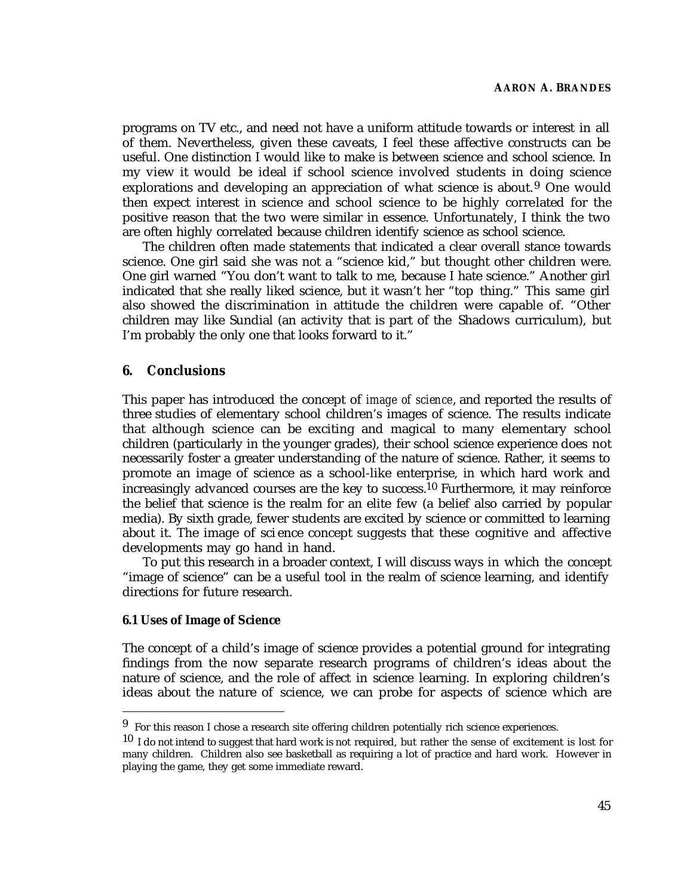programs on TV etc., and need not have a uniform attitude towards or interest in all of them. Nevertheless, given these caveats, I feel these affective constructs can be useful. One distinction I would like to make is between science and school science. In my view it would be ideal if school science involved students in doing science explorations and developing an appreciation of what science is about.[9] One would then expect interest in science and school science to be highly correlated for the positive reason that the two were similar in essence. Unfortunately, I think the two are often highly correlated because children identify science as school science.

The children often made statements that indicated a clear overall stance towards science. One girl said she was not a "science kid," but thought other children were. One girl warned "You don't want to talk to me, because I hate science." Another girl indicated that she really liked science, but it wasn't her "top thing." This same girl also showed the discrimination in attitude the children were capable of. "Other children may like Sundial (an activity that is part of the Shadows curriculum), but I'm probably the only one that looks forward to it."

## 6. Conclusions

This paper has introduced the concept of *image of science*, and reported the results of three studies of elementary school children's images of science. The results indicate that although science can be exciting and magical to many elementary school children (particularly in the younger grades), their school science experience does not necessarily foster a greater understanding of the nature of science. Rather, it seems to promote an image of science as a school-like enterprise, in which hard work and increasingly advanced courses are the key to success.[10] Furthermore, it may reinforce the belief that science is the realm for an elite few (a belief also carried by popular media). By sixth grade, fewer students are excited by science or committed to learning about it. The image of science concept suggests that these cognitive and affective developments may go hand in hand.

To put this research in a broader context, I will discuss ways in which the concept "image of science" can be a useful tool in the realm of science learning, and identify directions for future research.

### 6.1 Uses of Image of Science

The concept of a child's image of science provides a potential ground for integrating findings from the now separate research programs of children's ideas about the nature of science, and the role of affect in science learning. In exploring children's ideas about the nature of science, we can probe for aspects of science which are

---

[9] For this reason I chose a research site offering children potentially rich science experiences.

[10] I do not intend to suggest that hard work is not required, but rather the sense of excitement is lost for many children. Children also see basketball as requiring a lot of practice and hard work. However in playing the game, they get some immediate reward.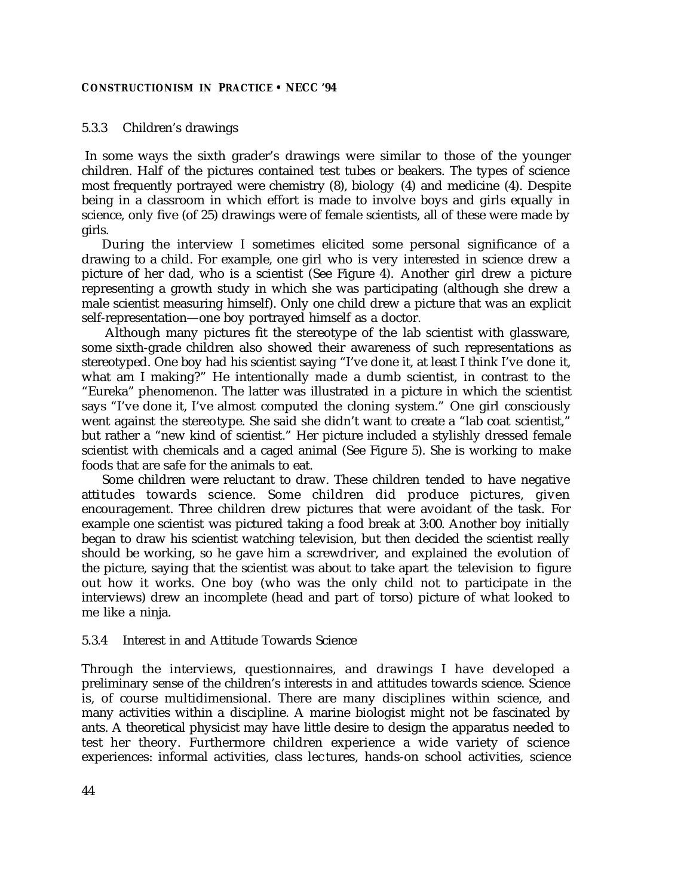### 5.3.3 Children's drawings

In some ways the sixth grader's drawings were similar to those of the younger children. Half of the pictures contained test tubes or beakers. The types of science most frequently portrayed were chemistry (8), biology (4) and medicine (4). Despite being in a classroom in which effort is made to involve boys and girls equally in science, only five (of 25) drawings were of female scientists, all of these were made by girls.

During the interview I sometimes elicited some personal significance of a drawing to a child. For example, one girl who is very interested in science drew a picture of her dad, who is a scientist (See Figure 4). Another girl drew a picture representing a growth study in which she was participating (although she drew a male scientist measuring himself). Only one child drew a picture that was an explicit self-representation—one boy portrayed himself as a doctor.

Although many pictures fit the stereotype of the lab scientist with glassware, some sixth-grade children also showed their awareness of such representations as stereotyped. One boy had his scientist saying "I've done it, at least I think I've done it, what am I making?" He intentionally made a dumb scientist, in contrast to the "Eureka" phenomenon. The latter was illustrated in a picture in which the scientist says "I've done it, I've almost computed the cloning system." One girl consciously went against the stereotype. She said she didn't want to create a "lab coat scientist," but rather a "new kind of scientist." Her picture included a stylishly dressed female scientist with chemicals and a caged animal (See Figure 5). She is working to make foods that are safe for the animals to eat.

Some children were reluctant to draw. These children tended to have negative attitudes towards science. Some children did produce pictures, given encouragement. Three children drew pictures that were avoidant of the task. For example one scientist was pictured taking a food break at 3:00. Another boy initially began to draw his scientist watching television, but then decided the scientist really should be working, so he gave him a screwdriver, and explained the evolution of the picture, saying that the scientist was about to take apart the television to figure out how it works. One boy (who was the only child not to participate in the interviews) drew an incomplete (head and part of torso) picture of what looked to me like a ninja.

### 5.3.4 Interest in and Attitude Towards Science

Through the interviews, questionnaires, and drawings I have developed a preliminary sense of the children's interests in and attitudes towards science. Science is, of course multidimensional. There are many disciplines within science, and many activities within a discipline. A marine biologist might not be fascinated by ants. A theoretical physicist may have little desire to design the apparatus needed to test her theory. Furthermore children experience a wide variety of science experiences: informal activities, class lectures, hands-on school activities, science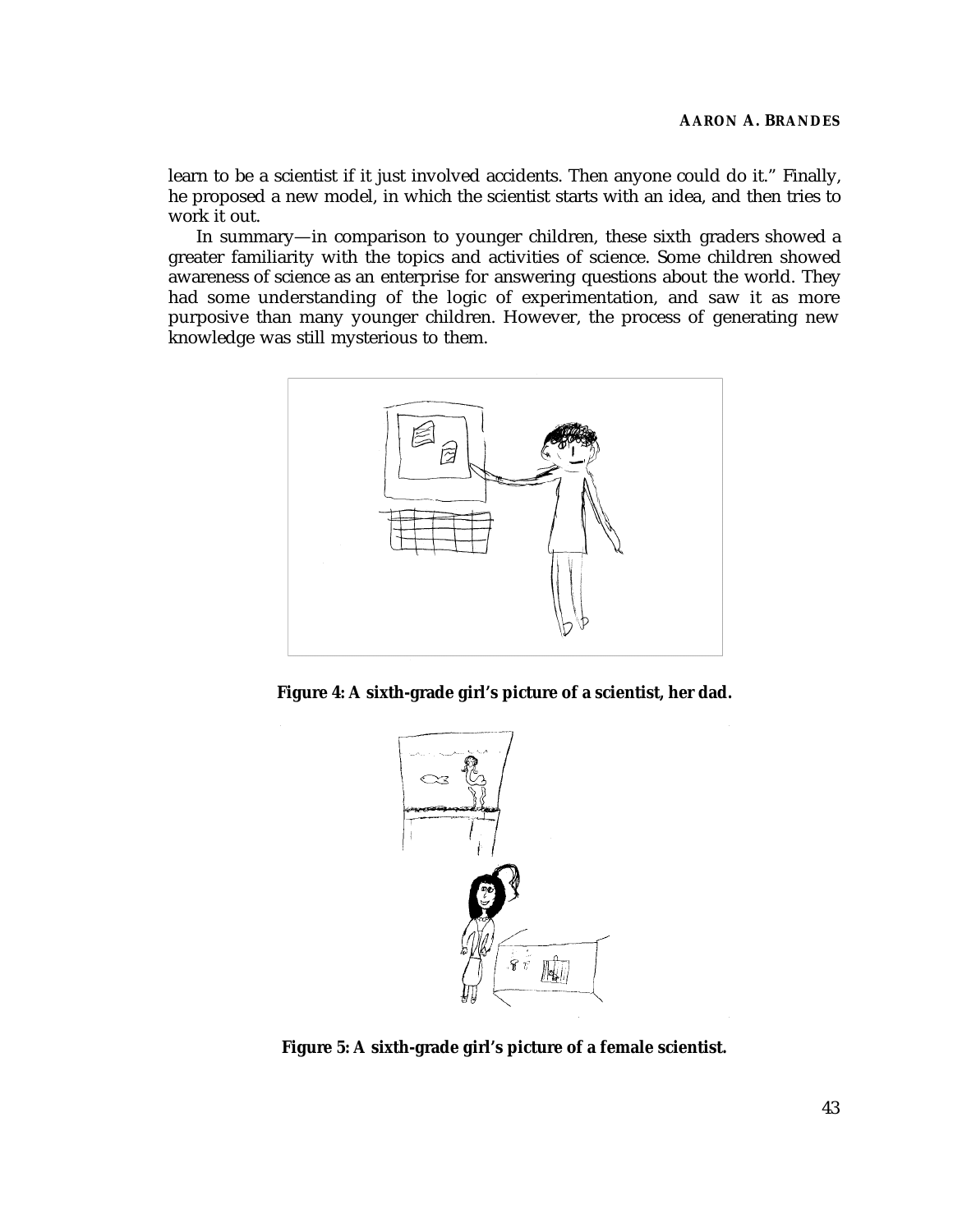learn to be a scientist if it just involved accidents. Then anyone could do it." Finally, he proposed a new model, in which the scientist starts with an idea, and then tries to work it out.

In summary—in comparison to younger children, these sixth graders showed a greater familiarity with the topics and activities of science. Some children showed awareness of science as an enterprise for answering questions about the world. They had some understanding of the logic of experimentation, and saw it as more purposive than many younger children. However, the process of generating new knowledge was still mysterious to them.

**Figure 4: A sixth-grade girl's picture of a scientist, her dad.**

**Figure 5: A sixth-grade girl's picture of a female scientist.**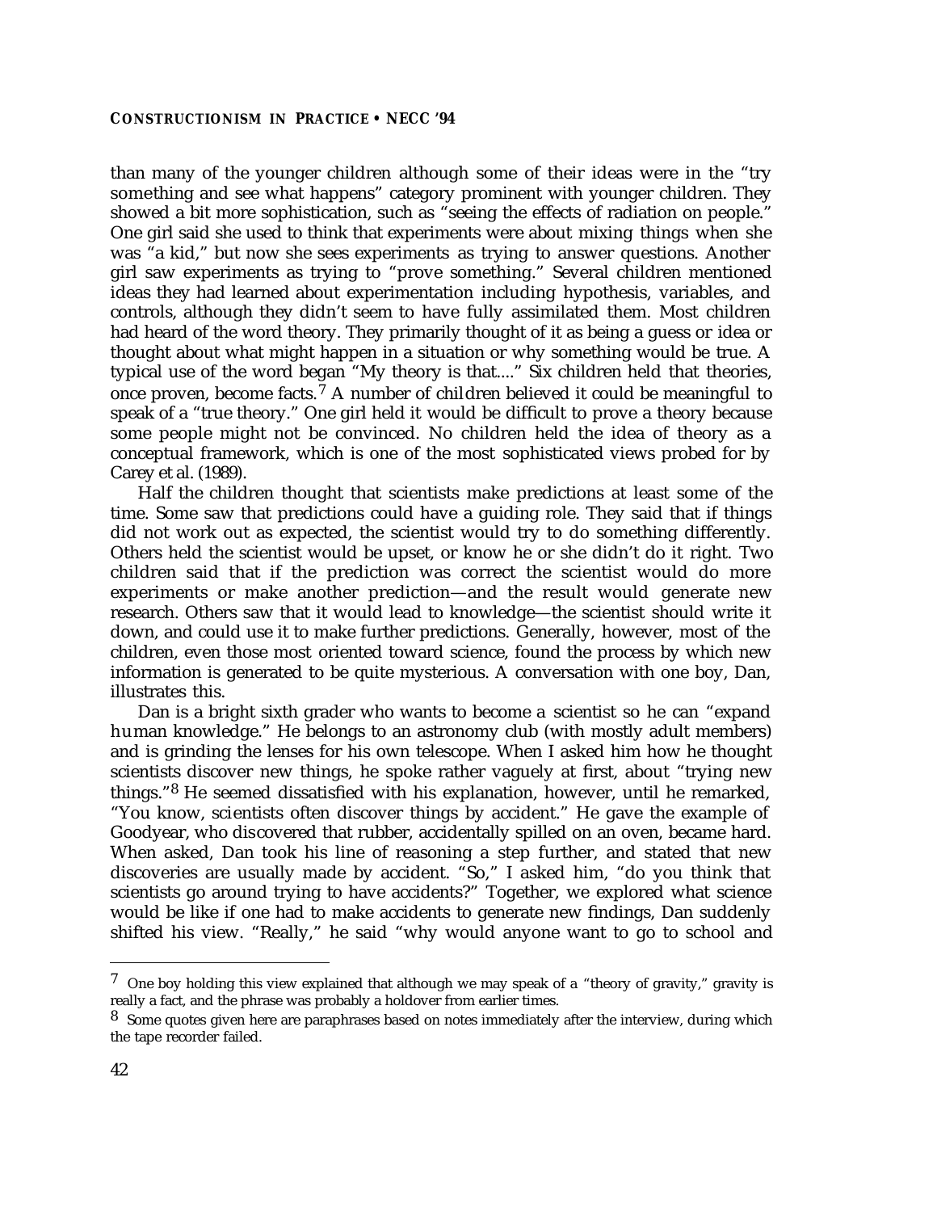than many of the younger children although some of their ideas were in the "try something and see what happens" category prominent with younger children. They showed a bit more sophistication, such as "seeing the effects of radiation on people." One girl said she used to think that experiments were about mixing things when she was "a kid," but now she sees experiments as trying to answer questions. Another girl saw experiments as trying to "prove something." Several children mentioned ideas they had learned about experimentation including hypothesis, variables, and controls, although they didn't seem to have fully assimilated them. Most children had heard of the word theory. They primarily thought of it as being a guess or idea or thought about what might happen in a situation or why something would be true. A typical use of the word began "My theory is that...." Six children held that theories, once proven, become facts.[7] A number of children believed it could be meaningful to speak of a "true theory." One girl held it would be difficult to prove a theory because some people might not be convinced. No children held the idea of theory as a conceptual framework, which is one of the most sophisticated views probed for by Carey et al. (1989).

Half the children thought that scientists make predictions at least some of the time. Some saw that predictions could have a guiding role. They said that if things did not work out as expected, the scientist would try to do something differently. Others held the scientist would be upset, or know he or she didn't do it right. Two children said that if the prediction was correct the scientist would do more experiments or make another prediction—and the result would generate new research. Others saw that it would lead to knowledge—the scientist should write it down, and could use it to make further predictions. Generally, however, most of the children, even those most oriented toward science, found the process by which new information is generated to be quite mysterious. A conversation with one boy, Dan, illustrates this.

Dan is a bright sixth grader who wants to become a scientist so he can "expand human knowledge." He belongs to an astronomy club (with mostly adult members) and is grinding the lenses for his own telescope. When I asked him how he thought scientists discover new things, he spoke rather vaguely at first, about "trying new things."[8] He seemed dissatisfied with his explanation, however, until he remarked, "You know, scientists often discover things by accident." He gave the example of Goodyear, who discovered that rubber, accidentally spilled on an oven, became hard. When asked, Dan took his line of reasoning a step further, and stated that new discoveries are usually made by accident. "So," I asked him, "do you think that scientists go around trying to have accidents?" Together, we explored what science would be like if one had to make accidents to generate new findings, Dan suddenly shifted his view. "Really," he said "why would anyone want to go to school and

---

[7] One boy holding this view explained that although we may speak of a "theory of gravity," gravity is really a fact, and the phrase was probably a holdover from earlier times.

[8] Some quotes given here are paraphrases based on notes immediately after the interview, during which the tape recorder failed.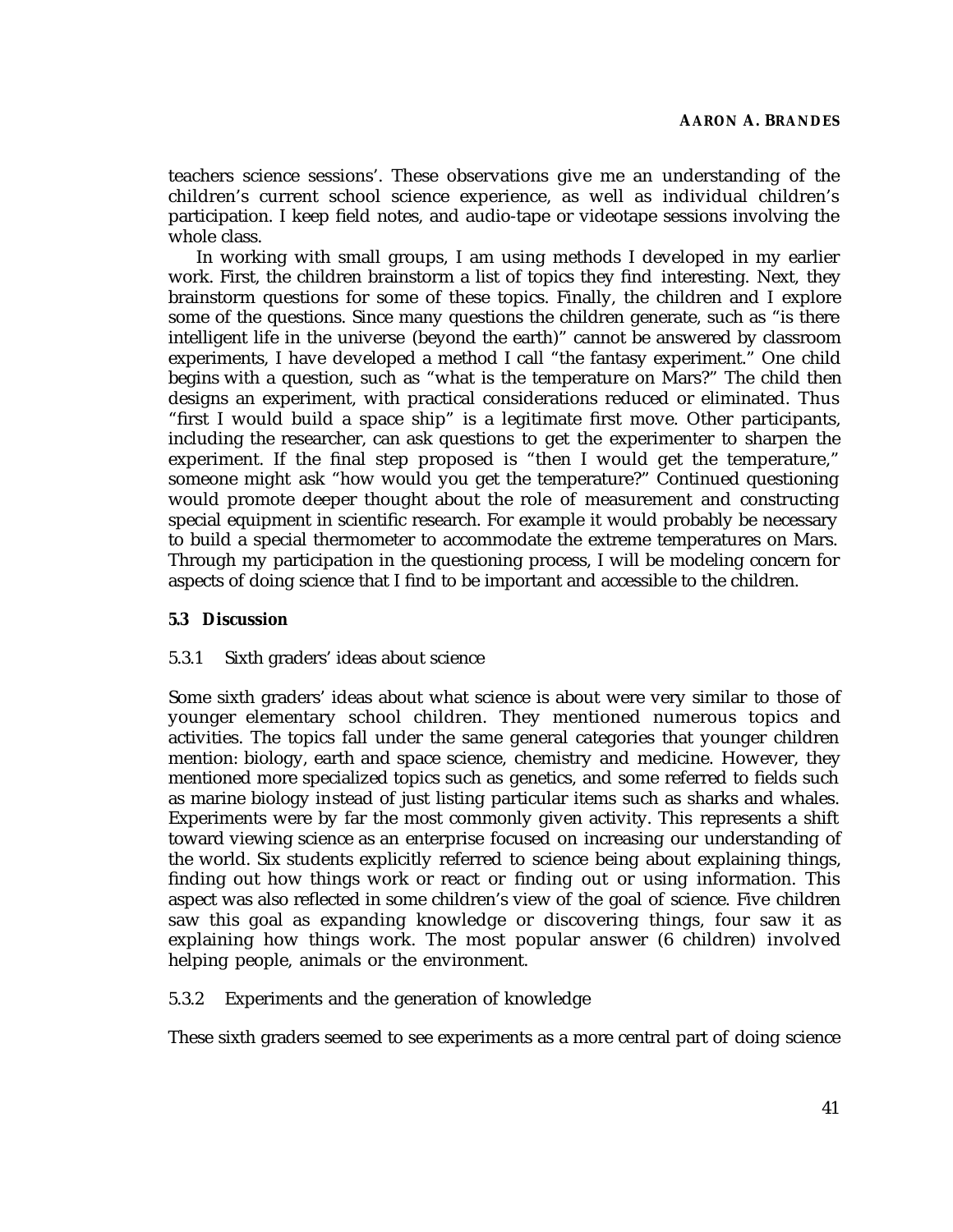teachers science sessions'. These observations give me an understanding of the children's current school science experience, as well as individual children's participation. I keep field notes, and audio-tape or videotape sessions involving the whole class.

In working with small groups, I am using methods I developed in my earlier work. First, the children brainstorm a list of topics they find interesting. Next, they brainstorm questions for some of these topics. Finally, the children and I explore some of the questions. Since many questions the children generate, such as "is there intelligent life in the universe (beyond the earth)" cannot be answered by classroom experiments, I have developed a method I call "the fantasy experiment." One child begins with a question, such as "what is the temperature on Mars?" The child then designs an experiment, with practical considerations reduced or eliminated. Thus "first I would build a space ship" is a legitimate first move. Other participants, including the researcher, can ask questions to get the experimenter to sharpen the experiment. If the final step proposed is "then I would get the temperature," someone might ask "how would you get the temperature?" Continued questioning would promote deeper thought about the role of measurement and constructing special equipment in scientific research. For example it would probably be necessary to build a special thermometer to accommodate the extreme temperatures on Mars. Through my participation in the questioning process, I will be modeling concern for aspects of doing science that I find to be important and accessible to the children.

### 5.3 Discussion

#### 5.3.1 Sixth graders' ideas about science

Some sixth graders' ideas about what science is about were very similar to those of younger elementary school children. They mentioned numerous topics and activities. The topics fall under the same general categories that younger children mention: biology, earth and space science, chemistry and medicine. However, they mentioned more specialized topics such as genetics, and some referred to fields such as marine biology instead of just listing particular items such as sharks and whales. Experiments were by far the most commonly given activity. This represents a shift toward viewing science as an enterprise focused on increasing our understanding of the world. Six students explicitly referred to science being about explaining things, finding out how things work or react or finding out or using information. This aspect was also reflected in some children's view of the goal of science. Five children saw this goal as expanding knowledge or discovering things, four saw it as explaining how things work. The most popular answer (6 children) involved helping people, animals or the environment.

#### 5.3.2 Experiments and the generation of knowledge

These sixth graders seemed to see experiments as a more central part of doing science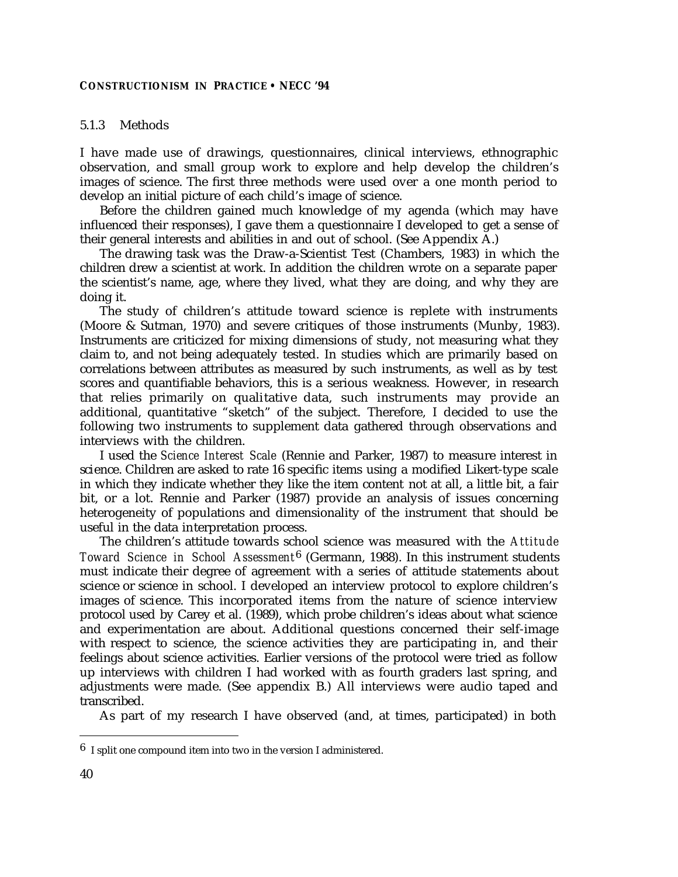### 5.1.3 Methods

I have made use of drawings, questionnaires, clinical interviews, ethnographic observation, and small group work to explore and help develop the children's images of science. The first three methods were used over a one month period to develop an initial picture of each child's image of science.

Before the children gained much knowledge of my agenda (which may have influenced their responses), I gave them a questionnaire I developed to get a sense of their general interests and abilities in and out of school. (See Appendix A.)

The drawing task was the Draw-a-Scientist Test (Chambers, 1983) in which the children drew a scientist at work. In addition the children wrote on a separate paper the scientist's name, age, where they lived, what they are doing, and why they are doing it.

The study of children's attitude toward science is replete with instruments (Moore & Sutman, 1970) and severe critiques of those instruments (Munby, 1983). Instruments are criticized for mixing dimensions of study, not measuring what they claim to, and not being adequately tested. In studies which are primarily based on correlations between attributes as measured by such instruments, as well as by test scores and quantifiable behaviors, this is a serious weakness. However, in research that relies primarily on qualitative data, such instruments may provide an additional, quantitative "sketch" of the subject. Therefore, I decided to use the following two instruments to supplement data gathered through observations and interviews with the children.

I used the *Science Interest Scale* (Rennie and Parker, 1987) to measure interest in science. Children are asked to rate 16 specific items using a modified Likert-type scale in which they indicate whether they like the item content not at all, a little bit, a fair bit, or a lot. Rennie and Parker (1987) provide an analysis of issues concerning heterogeneity of populations and dimensionality of the instrument that should be useful in the data interpretation process.

The children's attitude towards school science was measured with the *Attitude Toward Science in School Assessment*[6] (Germann, 1988). In this instrument students must indicate their degree of agreement with a series of attitude statements about science or science in school. I developed an interview protocol to explore children's images of science. This incorporated items from the nature of science interview protocol used by Carey et al. (1989), which probe children's ideas about what science and experimentation are about. Additional questions concerned their self-image with respect to science, the science activities they are participating in, and their feelings about science activities. Earlier versions of the protocol were tried as follow up interviews with children I had worked with as fourth graders last spring, and adjustments were made. (See appendix B.) All interviews were audio taped and transcribed.

As part of my research I have observed (and, at times, participated) in both

[6] I split one compound item into two in the version I administered.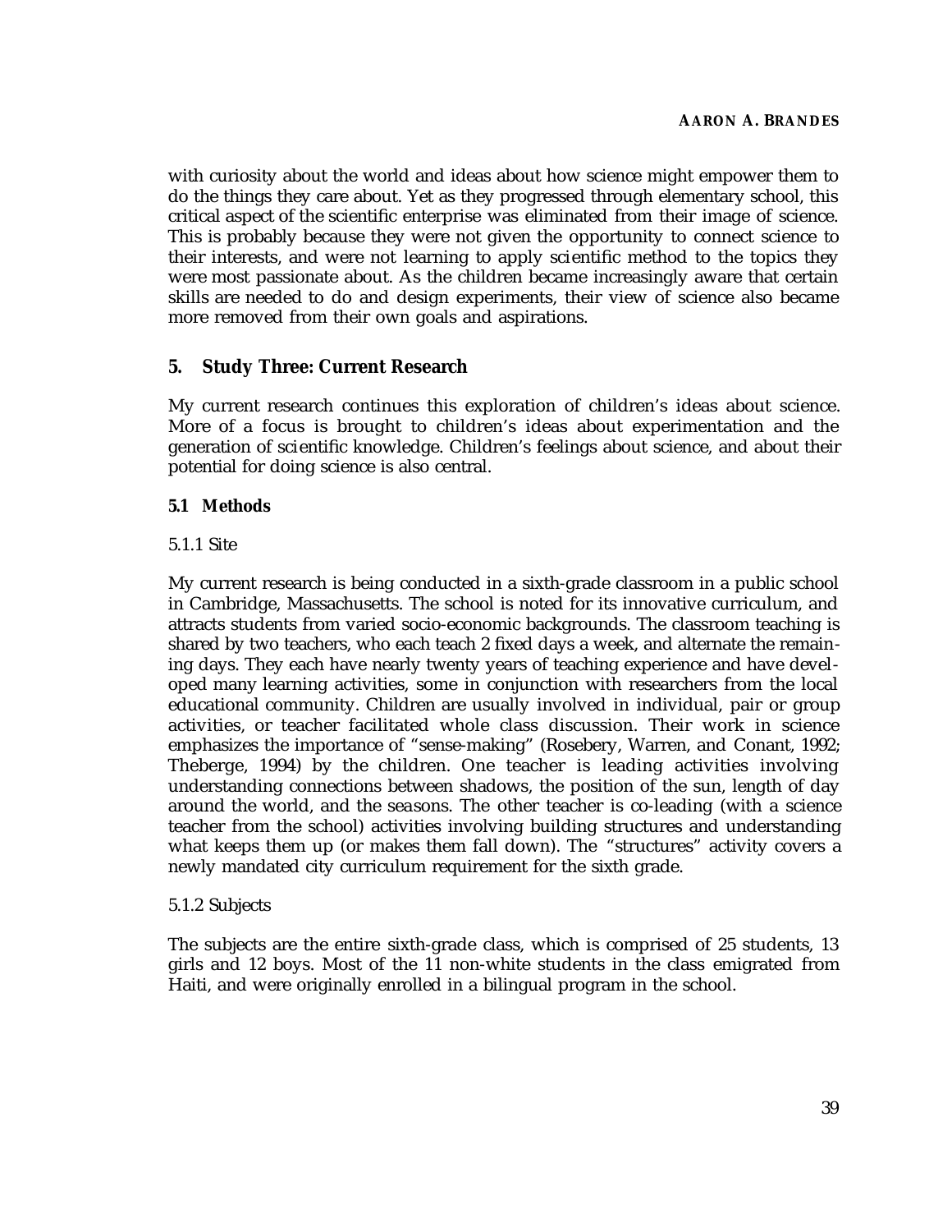with curiosity about the world and ideas about how science might empower them to do the things they care about. Yet as they progressed through elementary school, this critical aspect of the scientific enterprise was eliminated from their image of science. This is probably because they were not given the opportunity to connect science to their interests, and were not learning to apply scientific method to the topics they were most passionate about. As the children became increasingly aware that certain skills are needed to do and design experiments, their view of science also became more removed from their own goals and aspirations.

## 5. Study Three: Current Research

My current research continues this exploration of children's ideas about science. More of a focus is brought to children's ideas about experimentation and the generation of scientific knowledge. Children's feelings about science, and about their potential for doing science is also central.

### 5.1 Methods

#### 5.1.1 Site

My current research is being conducted in a sixth-grade classroom in a public school in Cambridge, Massachusetts. The school is noted for its innovative curriculum, and attracts students from varied socio-economic backgrounds. The classroom teaching is shared by two teachers, who each teach 2 fixed days a week, and alternate the remaining days. They each have nearly twenty years of teaching experience and have developed many learning activities, some in conjunction with researchers from the local educational community. Children are usually involved in individual, pair or group activities, or teacher facilitated whole class discussion. Their work in science emphasizes the importance of "sense-making" (Rosebery, Warren, and Conant, 1992; Theberge, 1994) by the children. One teacher is leading activities involving understanding connections between shadows, the position of the sun, length of day around the world, and the seasons. The other teacher is co-leading (with a science teacher from the school) activities involving building structures and understanding what keeps them up (or makes them fall down). The "structures" activity covers a newly mandated city curriculum requirement for the sixth grade.

#### 5.1.2 Subjects

The subjects are the entire sixth-grade class, which is comprised of 25 students, 13 girls and 12 boys. Most of the 11 non-white students in the class emigrated from Haiti, and were originally enrolled in a bilingual program in the school.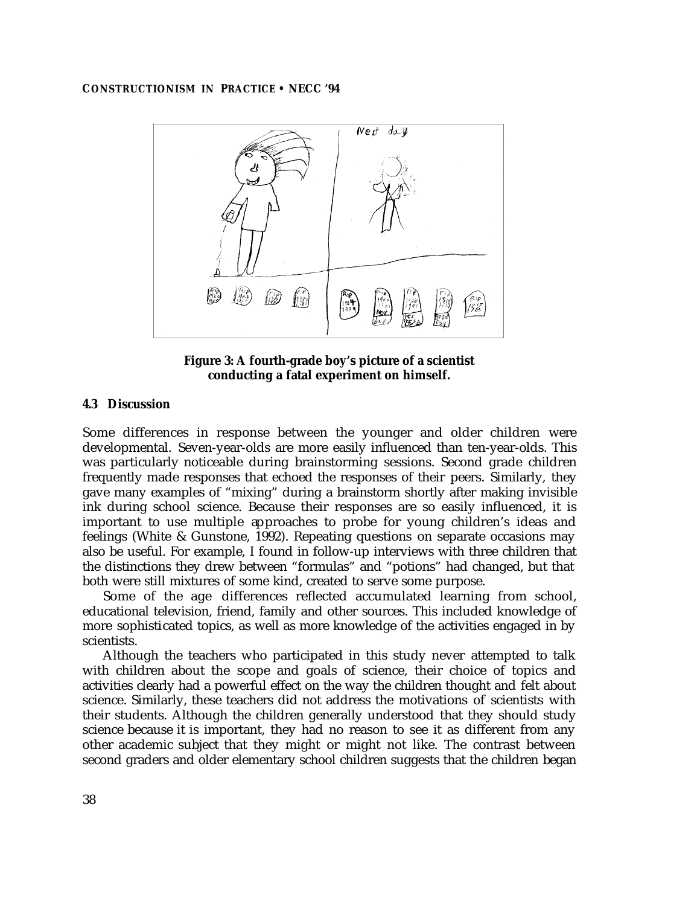**Figure 3: A fourth-grade boy's picture of a scientist conducting a fatal experiment on himself.**

### 4.3 Discussion

Some differences in response between the younger and older children were developmental. Seven-year-olds are more easily influenced than ten-year-olds. This was particularly noticeable during brainstorming sessions. Second grade children frequently made responses that echoed the responses of their peers. Similarly, they gave many examples of "mixing" during a brainstorm shortly after making invisible ink during school science. Because their responses are so easily influenced, it is important to use multiple approaches to probe for young children's ideas and feelings (White & Gunstone, 1992). Repeating questions on separate occasions may also be useful. For example, I found in follow-up interviews with three children that the distinctions they drew between "formulas" and "potions" had changed, but that both were still mixtures of some kind, created to serve some purpose.

Some of the age differences reflected accumulated learning from school, educational television, friend, family and other sources. This included knowledge of more sophisticated topics, as well as more knowledge of the activities engaged in by scientists.

Although the teachers who participated in this study never attempted to talk with children about the scope and goals of science, their choice of topics and activities clearly had a powerful effect on the way the children thought and felt about science. Similarly, these teachers did not address the motivations of scientists with their students. Although the children generally understood that they should study science because it is important, they had no reason to see it as different from any other academic subject that they might or might not like. The contrast between second graders and older elementary school children suggests that the children began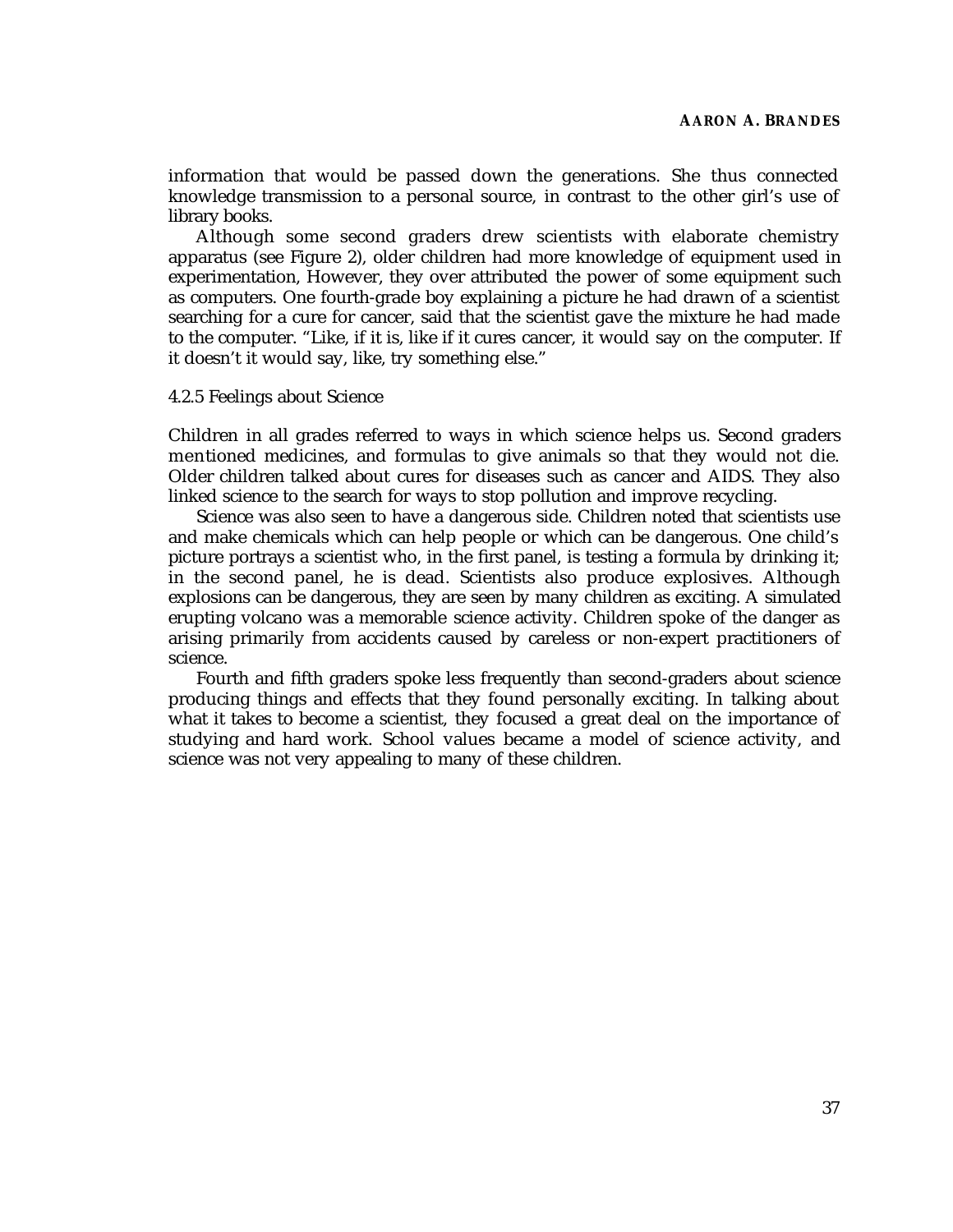information that would be passed down the generations. She thus connected knowledge transmission to a personal source, in contrast to the other girl's use of library books.

Although some second graders drew scientists with elaborate chemistry apparatus (see Figure 2), older children had more knowledge of equipment used in experimentation, However, they over attributed the power of some equipment such as computers. One fourth-grade boy explaining a picture he had drawn of a scientist searching for a cure for cancer, said that the scientist gave the mixture he had made to the computer. "Like, if it is, like if it cures cancer, it would say on the computer. If it doesn't it would say, like, try something else."

#### 4.2.5 Feelings about Science

Children in all grades referred to ways in which science helps us. Second graders mentioned medicines, and formulas to give animals so that they would not die. Older children talked about cures for diseases such as cancer and AIDS. They also linked science to the search for ways to stop pollution and improve recycling.

Science was also seen to have a dangerous side. Children noted that scientists use and make chemicals which can help people or which can be dangerous. One child's picture portrays a scientist who, in the first panel, is testing a formula by drinking it; in the second panel, he is dead. Scientists also produce explosives. Although explosions can be dangerous, they are seen by many children as exciting. A simulated erupting volcano was a memorable science activity. Children spoke of the danger as arising primarily from accidents caused by careless or non-expert practitioners of science.

Fourth and fifth graders spoke less frequently than second-graders about science producing things and effects that they found personally exciting. In talking about what it takes to become a scientist, they focused a great deal on the importance of studying and hard work. School values became a model of science activity, and science was not very appealing to many of these children.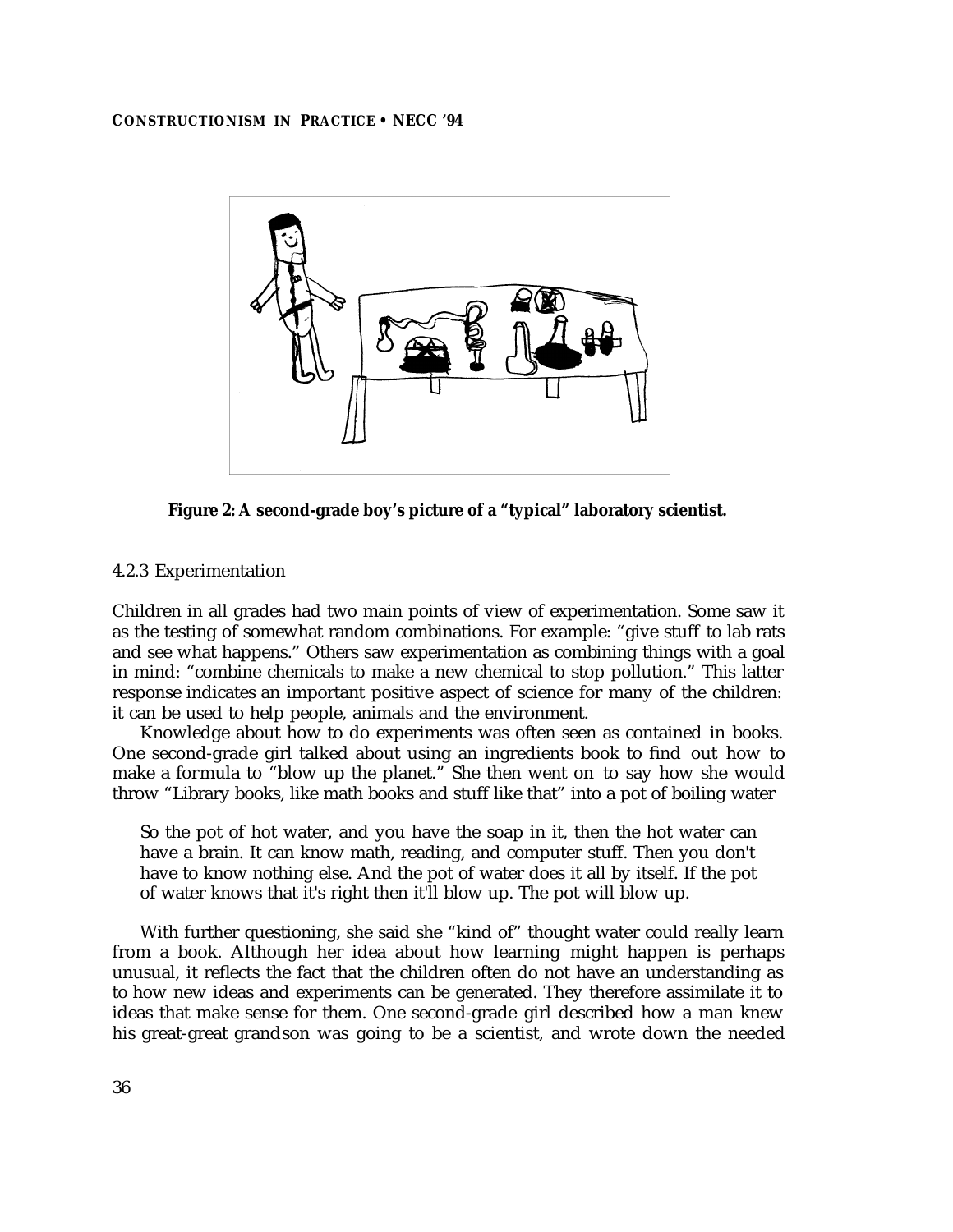Figure 2: A second-grade boy's picture of a "typical" laboratory scientist.

4.2.3 Experimentation

Children in all grades had two main points of view of experimentation. Some saw it as the testing of somewhat random combinations. For example: "give stuff to lab rats and see what happens." Others saw experimentation as combining things with a goal in mind: "combine chemicals to make a new chemical to stop pollution." This latter response indicates an important positive aspect of science for many of the children: it can be used to help people, animals and the environment.

Knowledge about how to do experiments was often seen as contained in books. One second-grade girl talked about using an ingredients book to find out how to make a formula to "blow up the planet." She then went on to say how she would throw "Library books, like math books and stuff like that" into a pot of boiling water

> So the pot of hot water, and you have the soap in it, then the hot water can have a brain. It can know math, reading, and computer stuff. Then you don't have to know nothing else. And the pot of water does it all by itself. If the pot of water knows that it's right then it'll blow up. The pot will blow up.

With further questioning, she said she "kind of" thought water could really learn from a book. Although her idea about how learning might happen is perhaps unusual, it reflects the fact that the children often do not have an understanding as to how new ideas and experiments can be generated. They therefore assimilate it to ideas that make sense for them. One second-grade girl described how a man knew his great-great grandson was going to be a scientist, and wrote down the needed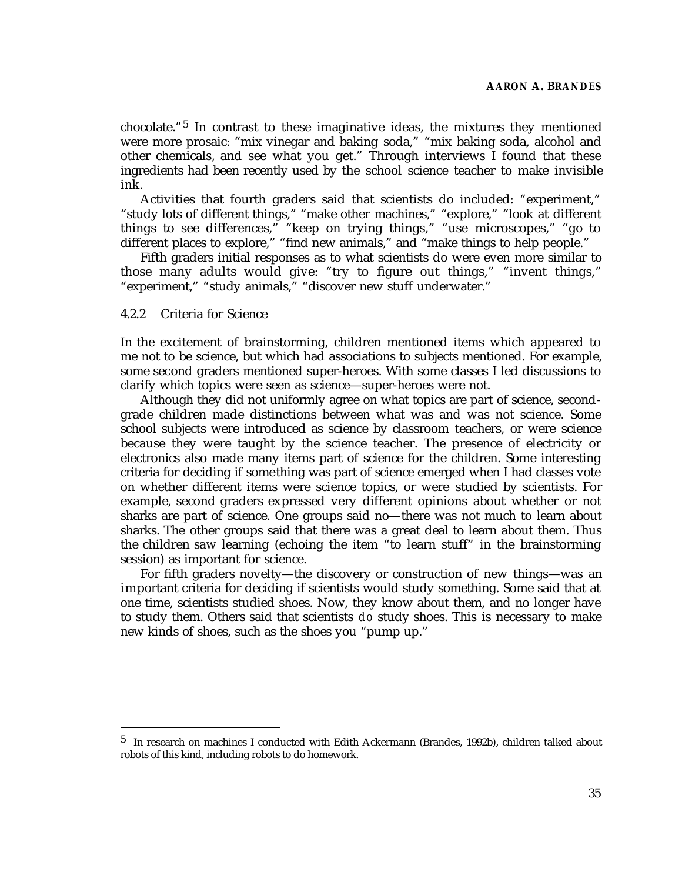chocolate."[5] In contrast to these imaginative ideas, the mixtures they mentioned were more prosaic: "mix vinegar and baking soda," "mix baking soda, alcohol and other chemicals, and see what you get." Through interviews I found that these ingredients had been recently used by the school science teacher to make invisible ink.

Activities that fourth graders said that scientists do included: "experiment," "study lots of different things," "make other machines," "explore," "look at different things to see differences," "keep on trying things," "use microscopes," "go to different places to explore," "find new animals," and "make things to help people."

Fifth graders initial responses as to what scientists do were even more similar to those many adults would give: "try to figure out things," "invent things," "experiment," "study animals," "discover new stuff underwater."

#### 4.2.2 Criteria for Science

In the excitement of brainstorming, children mentioned items which appeared to me not to be science, but which had associations to subjects mentioned. For example, some second graders mentioned super-heroes. With some classes I led discussions to clarify which topics were seen as science—super-heroes were not.

Although they did not uniformly agree on what topics are part of science, second-grade children made distinctions between what was and was not science. Some school subjects were introduced as science by classroom teachers, or were science because they were taught by the science teacher. The presence of electricity or electronics also made many items part of science for the children. Some interesting criteria for deciding if something was part of science emerged when I had classes vote on whether different items were science topics, or were studied by scientists. For example, second graders expressed very different opinions about whether or not sharks are part of science. One groups said no—there was not much to learn about sharks. The other groups said that there was a great deal to learn about them. Thus the children saw learning (echoing the item "to learn stuff" in the brainstorming session) as important for science.

For fifth graders novelty—the discovery or construction of new things—was an important criteria for deciding if scientists would study something. Some said that at one time, scientists studied shoes. Now, they know about them, and no longer have to study them. Others said that scientists *do* study shoes. This is necessary to make new kinds of shoes, such as the shoes you "pump up."

---

[5] In research on machines I conducted with Edith Ackermann (Brandes, 1992b), children talked about robots of this kind, including robots to do homework.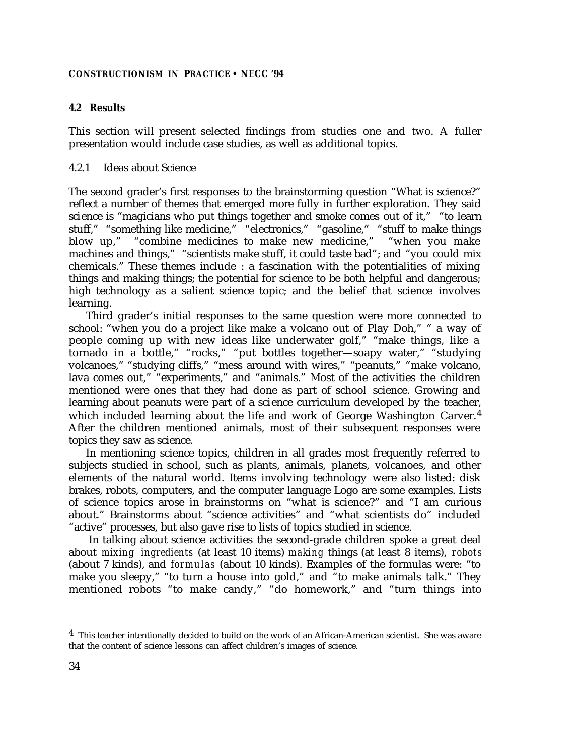### 4.2 Results

This section will present selected findings from studies one and two. A fuller presentation would include case studies, as well as additional topics.

#### 4.2.1 Ideas about Science

The second grader's first responses to the brainstorming question "What is science?" reflect a number of themes that emerged more fully in further exploration. They said science is "magicians who put things together and smoke comes out of it," "to learn stuff," "something like medicine," "electronics," "gasoline," "stuff to make things blow up," "combine medicines to make new medicine," "when you make machines and things," "scientists make stuff, it could taste bad"; and "you could mix chemicals." These themes include : a fascination with the potentialities of mixing things and making things; the potential for science to be both helpful and dangerous; high technology as a salient science topic; and the belief that science involves learning.

Third grader's initial responses to the same question were more connected to school: "when you do a project like make a volcano out of Play Doh," " a way of people coming up with new ideas like underwater golf," "make things, like a tornado in a bottle," "rocks," "put bottles together—soapy water," "studying volcanoes," "studying cliffs," "mess around with wires," "peanuts," "make volcano, lava comes out," "experiments," and "animals." Most of the activities the children mentioned were ones that they had done as part of school science. Growing and learning about peanuts were part of a science curriculum developed by the teacher, which included learning about the life and work of George Washington Carver.[4] After the children mentioned animals, most of their subsequent responses were topics they saw as science.

In mentioning science topics, children in all grades most frequently referred to subjects studied in school, such as plants, animals, planets, volcanoes, and other elements of the natural world. Items involving technology were also listed: disk brakes, robots, computers, and the computer language Logo are some examples. Lists of science topics arose in brainstorms on "what is science?" and "I am curious about." Brainstorms about "science activities" and "what scientists do" included "active" processes, but also gave rise to lists of topics studied in science.

In talking about science activities the second-grade children spoke a great deal about *mixing ingredients* (at least 10 items) *making* things (at least 8 items), *robots* (about 7 kinds), and *formulas* (about 10 kinds). Examples of the formulas were: "to make you sleepy," "to turn a house into gold," and "to make animals talk." They mentioned robots "to make candy," "do homework," and "turn things into

[4] This teacher intentionally decided to build on the work of an African-American scientist. She was aware that the content of science lessons can affect children's images of science.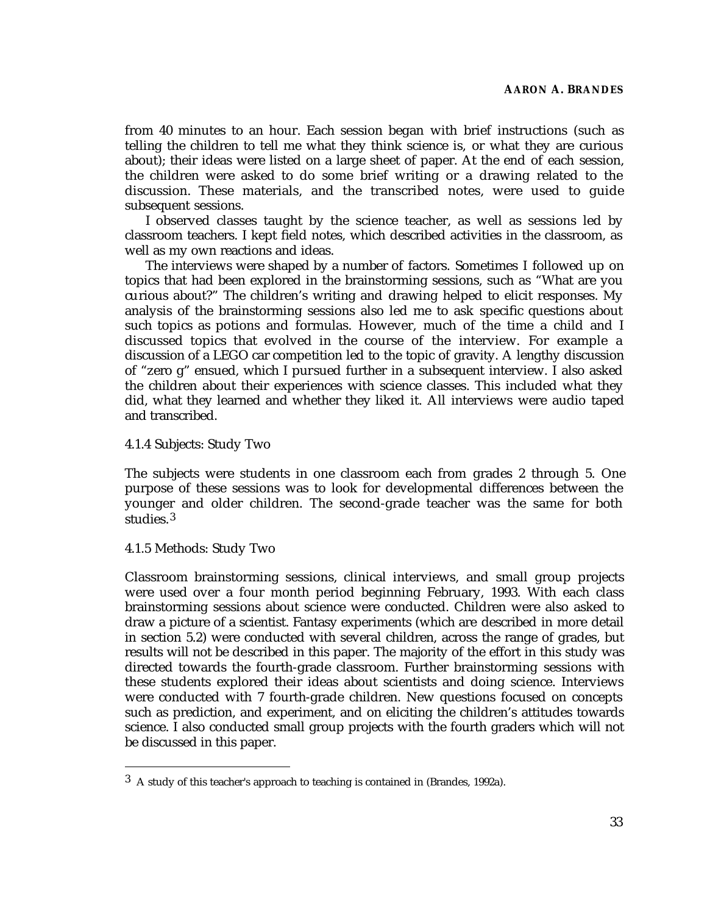from 40 minutes to an hour. Each session began with brief instructions (such as telling the children to tell me what they think science is, or what they are curious about); their ideas were listed on a large sheet of paper. At the end of each session, the children were asked to do some brief writing or a drawing related to the discussion. These materials, and the transcribed notes, were used to guide subsequent sessions.

I observed classes taught by the science teacher, as well as sessions led by classroom teachers. I kept field notes, which described activities in the classroom, as well as my own reactions and ideas.

The interviews were shaped by a number of factors. Sometimes I followed up on topics that had been explored in the brainstorming sessions, such as "What are you curious about?" The children's writing and drawing helped to elicit responses. My analysis of the brainstorming sessions also led me to ask specific questions about such topics as potions and formulas. However, much of the time a child and I discussed topics that evolved in the course of the interview. For example a discussion of a LEGO car competition led to the topic of gravity. A lengthy discussion of "zero g" ensued, which I pursued further in a subsequent interview. I also asked the children about their experiences with science classes. This included what they did, what they learned and whether they liked it. All interviews were audio taped and transcribed.

#### 4.1.4 Subjects: Study Two

The subjects were students in one classroom each from grades 2 through 5. One purpose of these sessions was to look for developmental differences between the younger and older children. The second-grade teacher was the same for both studies.[3]

#### 4.1.5 Methods: Study Two

Classroom brainstorming sessions, clinical interviews, and small group projects were used over a four month period beginning February, 1993. With each class brainstorming sessions about science were conducted. Children were also asked to draw a picture of a scientist. Fantasy experiments (which are described in more detail in section 5.2) were conducted with several children, across the range of grades, but results will not be described in this paper. The majority of the effort in this study was directed towards the fourth-grade classroom. Further brainstorming sessions with these students explored their ideas about scientists and doing science. Interviews were conducted with 7 fourth-grade children. New questions focused on concepts such as prediction, and experiment, and on eliciting the children's attitudes towards science. I also conducted small group projects with the fourth graders which will not be discussed in this paper.

---

[3] A study of this teacher's approach to teaching is contained in (Brandes, 1992a).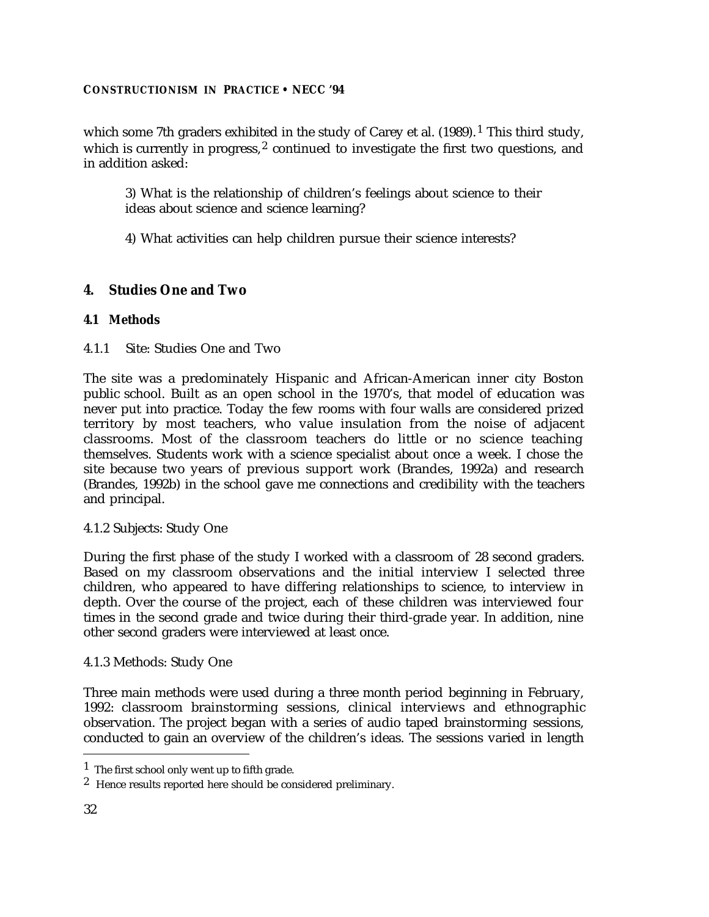which some 7th graders exhibited in the study of Carey et al. (1989).[1] This third study, which is currently in progress,[2] continued to investigate the first two questions, and in addition asked:

> 3) What is the relationship of children's feelings about science to their ideas about science and science learning?
>
> 4) What activities can help children pursue their science interests?

## 4. Studies One and Two

### 4.1 Methods

#### 4.1.1 Site: Studies One and Two

The site was a predominately Hispanic and African-American inner city Boston public school. Built as an open school in the 1970's, that model of education was never put into practice. Today the few rooms with four walls are considered prized territory by most teachers, who value insulation from the noise of adjacent classrooms. Most of the classroom teachers do little or no science teaching themselves. Students work with a science specialist about once a week. I chose the site because two years of previous support work (Brandes, 1992a) and research (Brandes, 1992b) in the school gave me connections and credibility with the teachers and principal.

#### 4.1.2 Subjects: Study One

During the first phase of the study I worked with a classroom of 28 second graders. Based on my classroom observations and the initial interview I selected three children, who appeared to have differing relationships to science, to interview in depth. Over the course of the project, each of these children was interviewed four times in the second grade and twice during their third-grade year. In addition, nine other second graders were interviewed at least once.

#### 4.1.3 Methods: Study One

Three main methods were used during a three month period beginning in February, 1992: classroom brainstorming sessions, clinical interviews and ethnographic observation. The project began with a series of audio taped brainstorming sessions, conducted to gain an overview of the children's ideas. The sessions varied in length

---

[1] The first school only went up to fifth grade.

[2] Hence results reported here should be considered preliminary.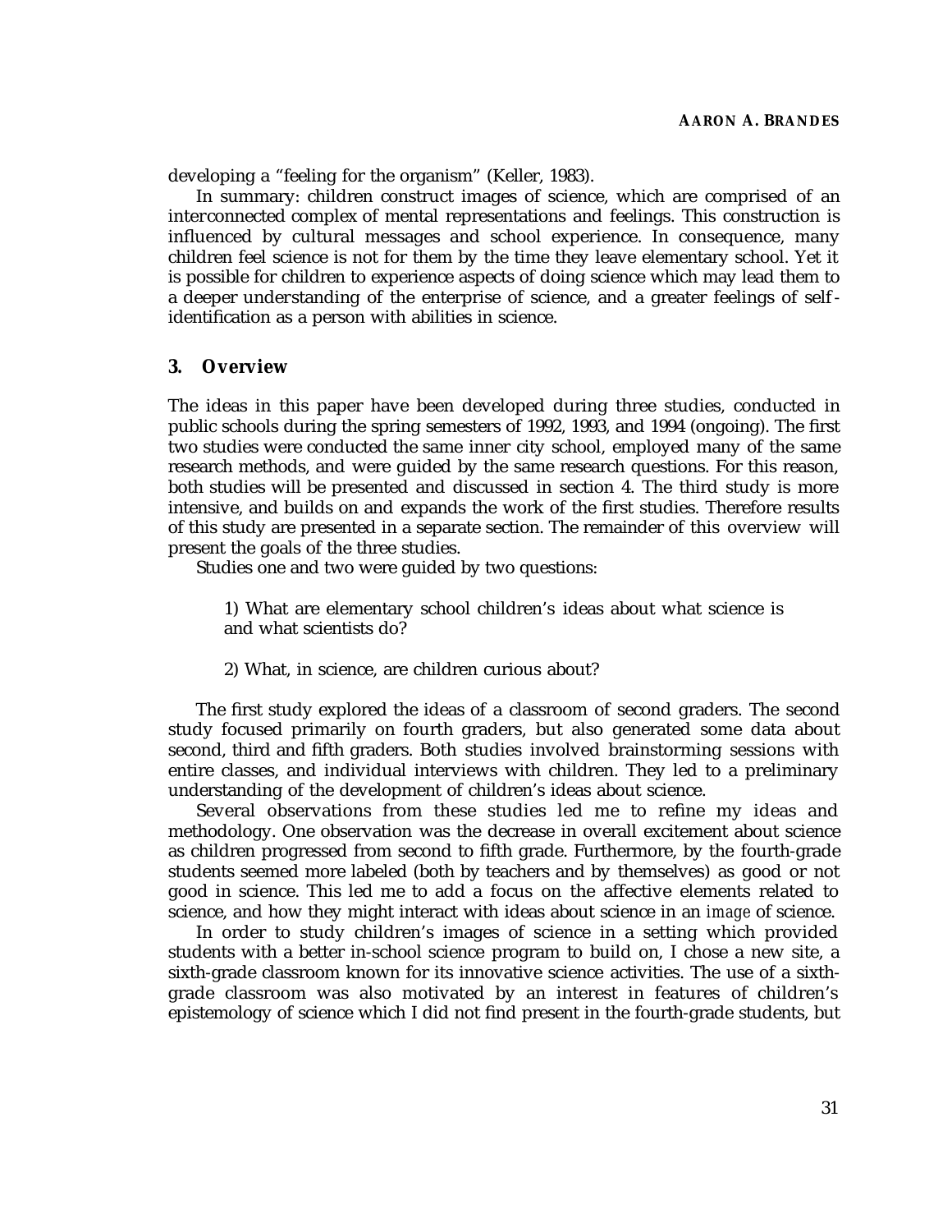developing a "feeling for the organism" (Keller, 1983).

In summary: children construct images of science, which are comprised of an interconnected complex of mental representations and feelings. This construction is influenced by cultural messages and school experience. In consequence, many children feel science is not for them by the time they leave elementary school. Yet it is possible for children to experience aspects of doing science which may lead them to a deeper understanding of the enterprise of science, and a greater feelings of self-identification as a person with abilities in science.

## 3. Overview

The ideas in this paper have been developed during three studies, conducted in public schools during the spring semesters of 1992, 1993, and 1994 (ongoing). The first two studies were conducted the same inner city school, employed many of the same research methods, and were guided by the same research questions. For this reason, both studies will be presented and discussed in section 4. The third study is more intensive, and builds on and expands the work of the first studies. Therefore results of this study are presented in a separate section. The remainder of this overview will present the goals of the three studies.

Studies one and two were guided by two questions:

> 1) What are elementary school children's ideas about what science is and what scientists do?
>
> 2) What, in science, are children curious about?

The first study explored the ideas of a classroom of second graders. The second study focused primarily on fourth graders, but also generated some data about second, third and fifth graders. Both studies involved brainstorming sessions with entire classes, and individual interviews with children. They led to a preliminary understanding of the development of children's ideas about science.

Several observations from these studies led me to refine my ideas and methodology. One observation was the decrease in overall excitement about science as children progressed from second to fifth grade. Furthermore, by the fourth-grade students seemed more labeled (both by teachers and by themselves) as good or not good in science. This led me to add a focus on the affective elements related to science, and how they might interact with ideas about science in an *image* of science.

In order to study children's images of science in a setting which provided students with a better in-school science program to build on, I chose a new site, a sixth-grade classroom known for its innovative science activities. The use of a sixth-grade classroom was also motivated by an interest in features of children's epistemology of science which I did not find present in the fourth-grade students, but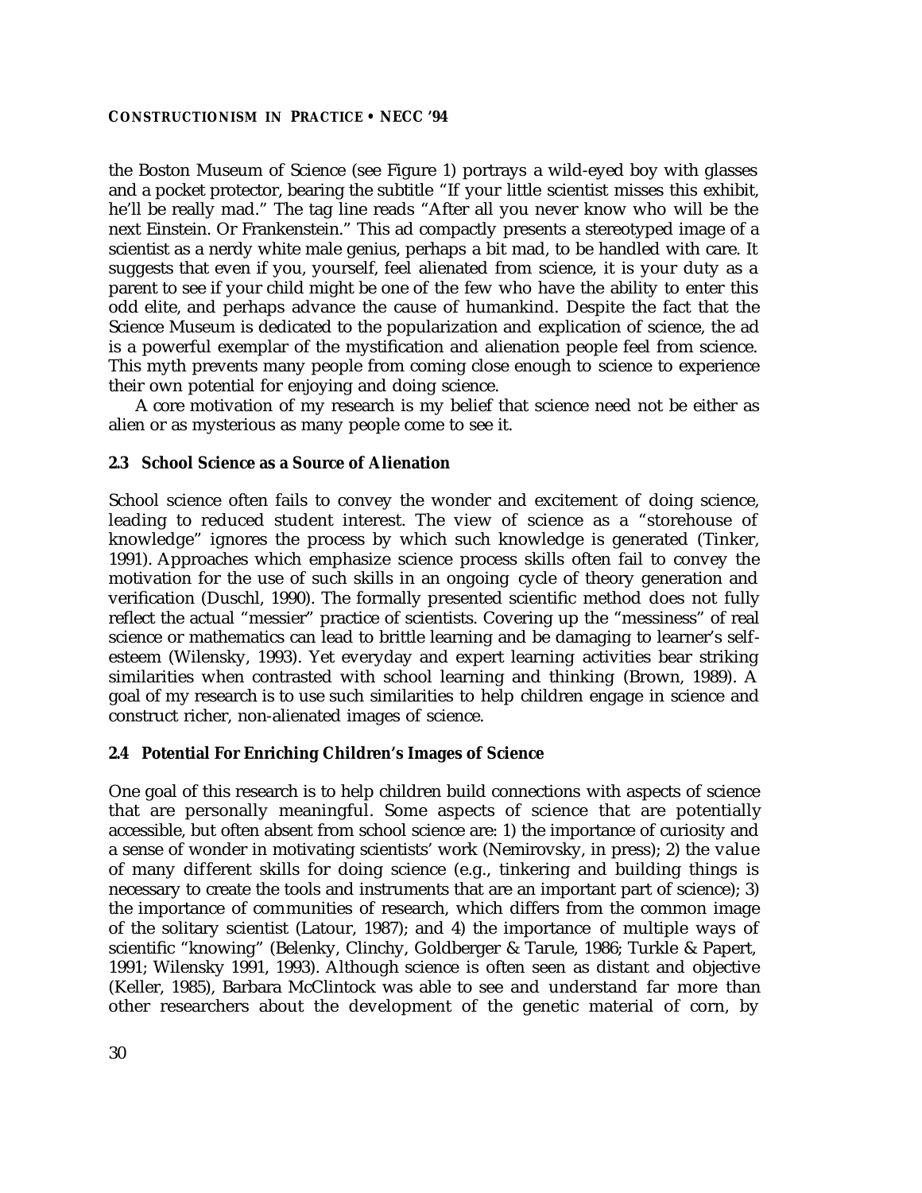the Boston Museum of Science (see Figure 1) portrays a wild-eyed boy with glasses and a pocket protector, bearing the subtitle "If your little scientist misses this exhibit, he'll be really mad." The tag line reads "After all you never know who will be the next Einstein. Or Frankenstein." This ad compactly presents a stereotyped image of a scientist as a nerdy white male genius, perhaps a bit mad, to be handled with care. It suggests that even if you, yourself, feel alienated from science, it is your duty as a parent to see if your child might be one of the few who have the ability to enter this odd elite, and perhaps advance the cause of humankind. Despite the fact that the Science Museum is dedicated to the popularization and explication of science, the ad is a powerful exemplar of the mystification and alienation people feel from science. This myth prevents many people from coming close enough to science to experience their own potential for enjoying and doing science.

A core motivation of my research is my belief that science need not be either as alien or as mysterious as many people come to see it.

### 2.3 School Science as a Source of Alienation

School science often fails to convey the wonder and excitement of doing science, leading to reduced student interest. The view of science as a "storehouse of knowledge" ignores the process by which such knowledge is generated (Tinker, 1991). Approaches which emphasize science process skills often fail to convey the motivation for the use of such skills in an ongoing cycle of theory generation and verification (Duschl, 1990). The formally presented scientific method does not fully reflect the actual "messier" practice of scientists. Covering up the "messiness" of real science or mathematics can lead to brittle learning and be damaging to learner's self-esteem (Wilensky, 1993). Yet everyday and expert learning activities bear striking similarities when contrasted with school learning and thinking (Brown, 1989). A goal of my research is to use such similarities to help children engage in science and construct richer, non-alienated images of science.

### 2.4 Potential For Enriching Children's Images of Science

One goal of this research is to help children build connections with aspects of science that are personally meaningful. Some aspects of science that are potentially accessible, but often absent from school science are: 1) the importance of curiosity and a sense of wonder in motivating scientists' work (Nemirovsky, in press); 2) the value of many different skills for doing science (e.g., tinkering and building things is necessary to create the tools and instruments that are an important part of science); 3) the importance of communities of research, which differs from the common image of the solitary scientist (Latour, 1987); and 4) the importance of multiple ways of scientific "knowing" (Belenky, Clinchy, Goldberger & Tarule, 1986; Turkle & Papert, 1991; Wilensky 1991, 1993). Although science is often seen as distant and objective (Keller, 1985), Barbara McClintock was able to see and understand far more than other researchers about the development of the genetic material of corn, by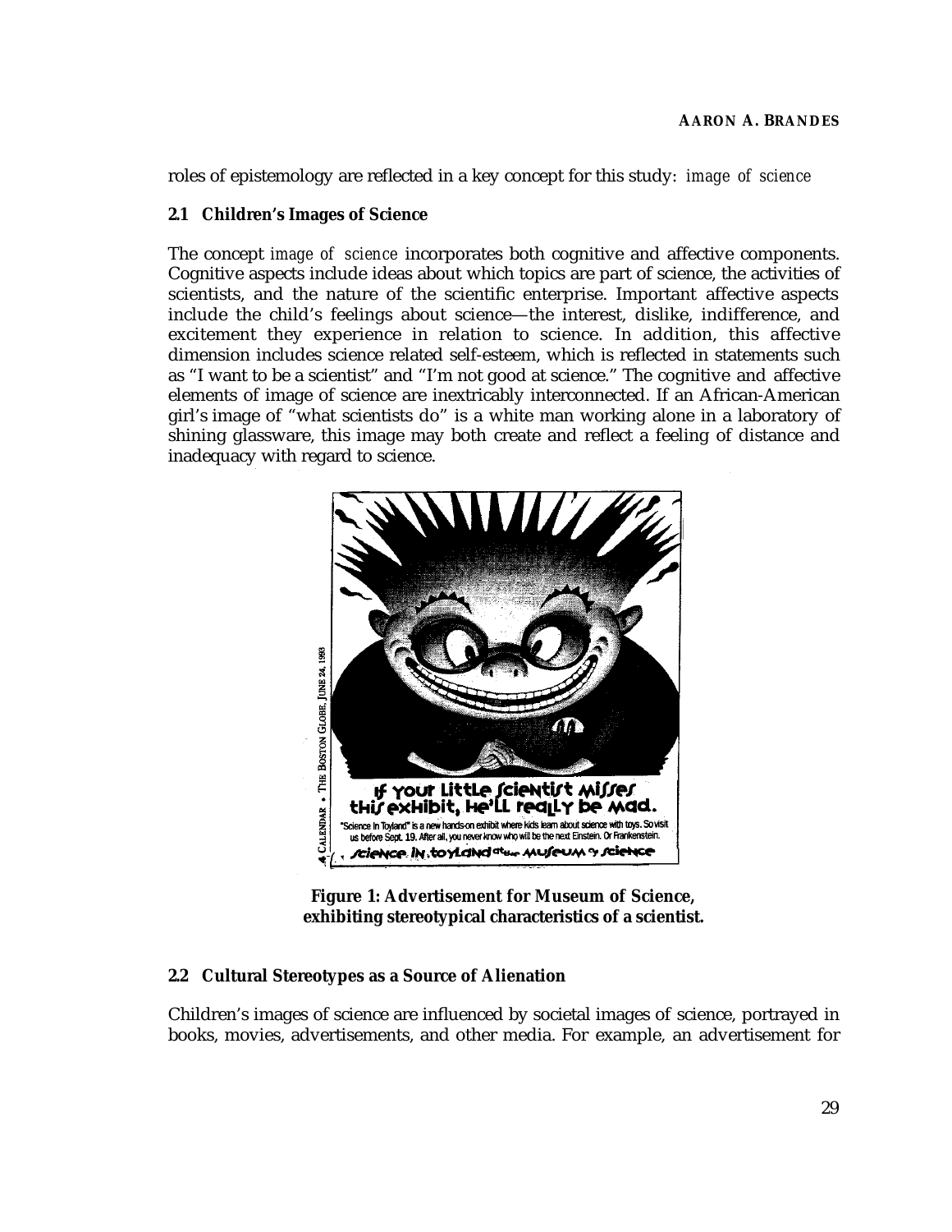roles of epistemology are reflected in a key concept for this study: *image of science*

### 2.1 Children's Images of Science

The concept *image of science* incorporates both cognitive and affective components. Cognitive aspects include ideas about which topics are part of science, the activities of scientists, and the nature of the scientific enterprise. Important affective aspects include the child's feelings about science—the interest, dislike, indifference, and excitement they experience in relation to science. In addition, this affective dimension includes science related self-esteem, which is reflected in statements such as "I want to be a scientist" and "I'm not good at science." The cognitive and affective elements of image of science are inextricably interconnected. If an African-American girl's image of "what scientists do" is a white man working alone in a laboratory of shining glassware, this image may both create and reflect a feeling of distance and inadequacy with regard to science.

**Figure 1: Advertisement for Museum of Science, exhibiting stereotypical characteristics of a scientist.**

### 2.2 Cultural Stereotypes as a Source of Alienation

Children's images of science are influenced by societal images of science, portrayed in books, movies, advertisements, and other media. For example, an advertisement for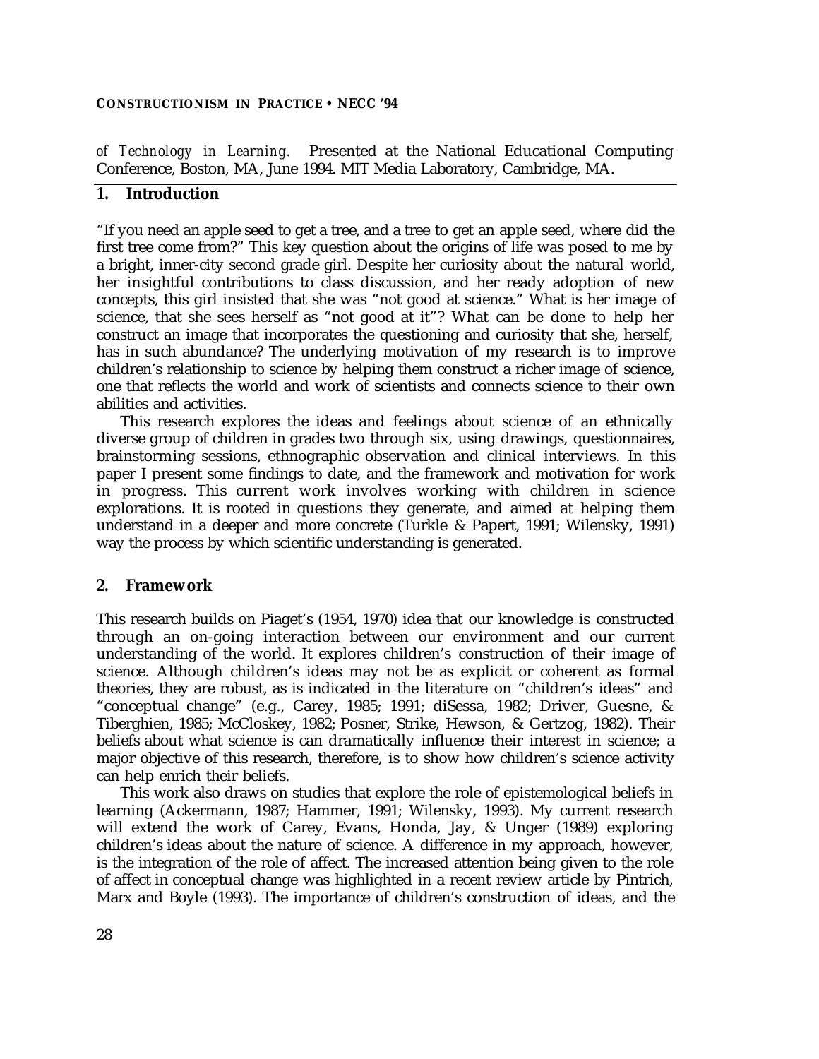*of Technology in Learning.* Presented at the National Educational Computing Conference, Boston, MA, June 1994. MIT Media Laboratory, Cambridge, MA.

## 1. Introduction

"If you need an apple seed to get a tree, and a tree to get an apple seed, where did the first tree come from?" This key question about the origins of life was posed to me by a bright, inner-city second grade girl. Despite her curiosity about the natural world, her insightful contributions to class discussion, and her ready adoption of new concepts, this girl insisted that she was "not good at science." What is her image of science, that she sees herself as "not good at it"? What can be done to help her construct an image that incorporates the questioning and curiosity that she, herself, has in such abundance? The underlying motivation of my research is to improve children's relationship to science by helping them construct a richer image of science, one that reflects the world and work of scientists and connects science to their own abilities and activities.

This research explores the ideas and feelings about science of an ethnically diverse group of children in grades two through six, using drawings, questionnaires, brainstorming sessions, ethnographic observation and clinical interviews. In this paper I present some findings to date, and the framework and motivation for work in progress. This current work involves working with children in science explorations. It is rooted in questions they generate, and aimed at helping them understand in a deeper and more concrete (Turkle & Papert, 1991; Wilensky, 1991) way the process by which scientific understanding is generated.

## 2. Framework

This research builds on Piaget's (1954, 1970) idea that our knowledge is constructed through an on-going interaction between our environment and our current understanding of the world. It explores children's construction of their image of science. Although children's ideas may not be as explicit or coherent as formal theories, they are robust, as is indicated in the literature on "children's ideas" and "conceptual change" (e.g., Carey, 1985; 1991; diSessa, 1982; Driver, Guesne, & Tiberghien, 1985; McCloskey, 1982; Posner, Strike, Hewson, & Gertzog, 1982). Their beliefs about what science is can dramatically influence their interest in science; a major objective of this research, therefore, is to show how children's science activity can help enrich their beliefs.

This work also draws on studies that explore the role of epistemological beliefs in learning (Ackermann, 1987; Hammer, 1991; Wilensky, 1993). My current research will extend the work of Carey, Evans, Honda, Jay, & Unger (1989) exploring children's ideas about the nature of science. A difference in my approach, however, is the integration of the role of affect. The increased attention being given to the role of affect in conceptual change was highlighted in a recent review article by Pintrich, Marx and Boyle (1993). The importance of children's construction of ideas, and the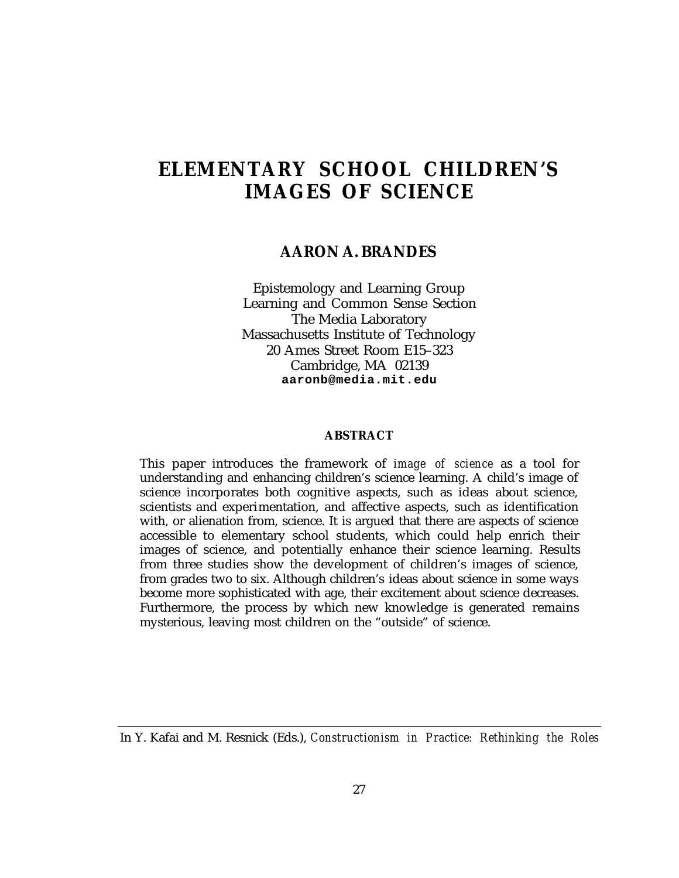# ELEMENTARY SCHOOL CHILDREN'S IMAGES OF SCIENCE

## AARON A. BRANDES

Epistemology and Learning Group
Learning and Common Sense Section
The Media Laboratory
Massachusetts Institute of Technology
20 Ames Street Room E15–323
Cambridge, MA 02139
**aaronb@media.mit.edu**

### ABSTRACT

This paper introduces the framework of *image of science* as a tool for understanding and enhancing children's science learning. A child's image of science incorporates both cognitive aspects, such as ideas about science, scientists and experimentation, and affective aspects, such as identification with, or alienation from, science. It is argued that there are aspects of science accessible to elementary school students, which could help enrich their images of science, and potentially enhance their science learning. Results from three studies show the development of children's images of science, from grades two to six. Although children's ideas about science in some ways become more sophisticated with age, their excitement about science decreases. Furthermore, the process by which new knowledge is generated remains mysterious, leaving most children on the "outside" of science.

---

In Y. Kafai and M. Resnick (Eds.), *Constructionism in Practice: Rethinking the Roles*